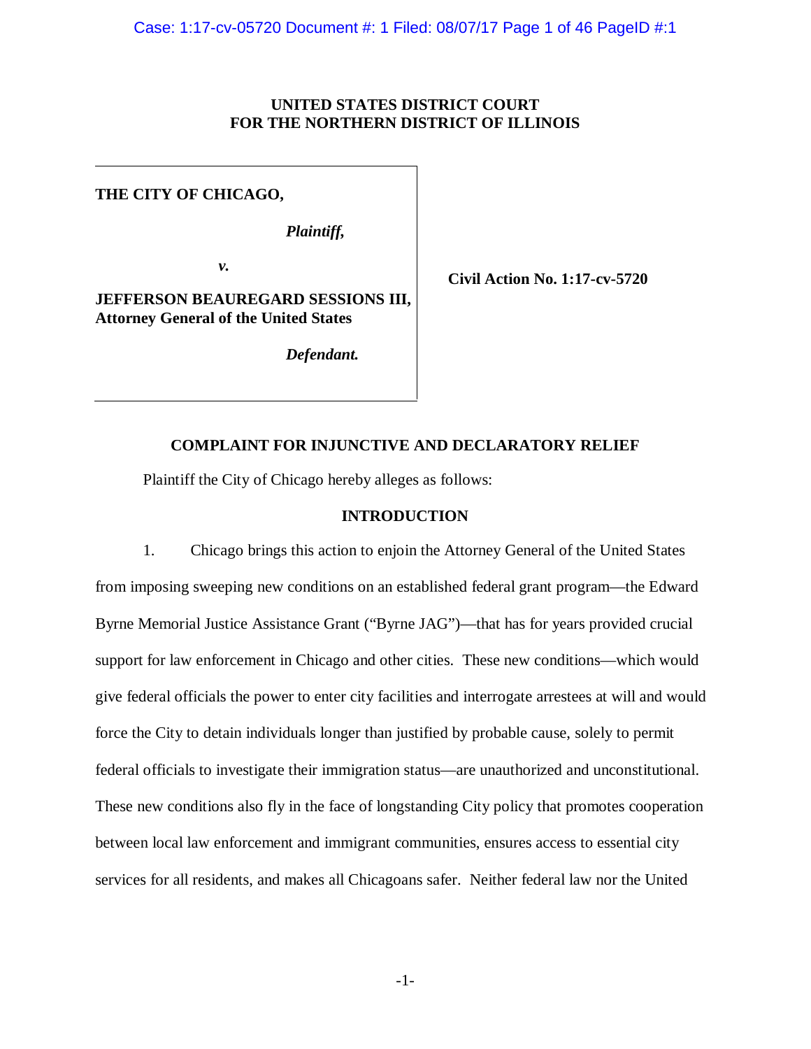**UNITED STATES DISTRICT COURT**
**FOR THE NORTHERN DISTRICT OF ILLINOIS**

**THE CITY OF CHICAGO,**

*Plaintiff,*

*v.*

**JEFFERSON BEAUREGARD SESSIONS III, Attorney General of the United States**

*Defendant.*

**Civil Action No. 1:17-cv-5720**

## COMPLAINT FOR INJUNCTIVE AND DECLARATORY RELIEF

Plaintiff the City of Chicago hereby alleges as follows:

## INTRODUCTION

1. Chicago brings this action to enjoin the Attorney General of the United States from imposing sweeping new conditions on an established federal grant program—the Edward Byrne Memorial Justice Assistance Grant ("Byrne JAG")—that has for years provided crucial support for law enforcement in Chicago and other cities. These new conditions—which would give federal officials the power to enter city facilities and interrogate arrestees at will and would force the City to detain individuals longer than justified by probable cause, solely to permit federal officials to investigate their immigration status—are unauthorized and unconstitutional. These new conditions also fly in the face of longstanding City policy that promotes cooperation between local law enforcement and immigrant communities, ensures access to essential city services for all residents, and makes all Chicagoans safer. Neither federal law nor the United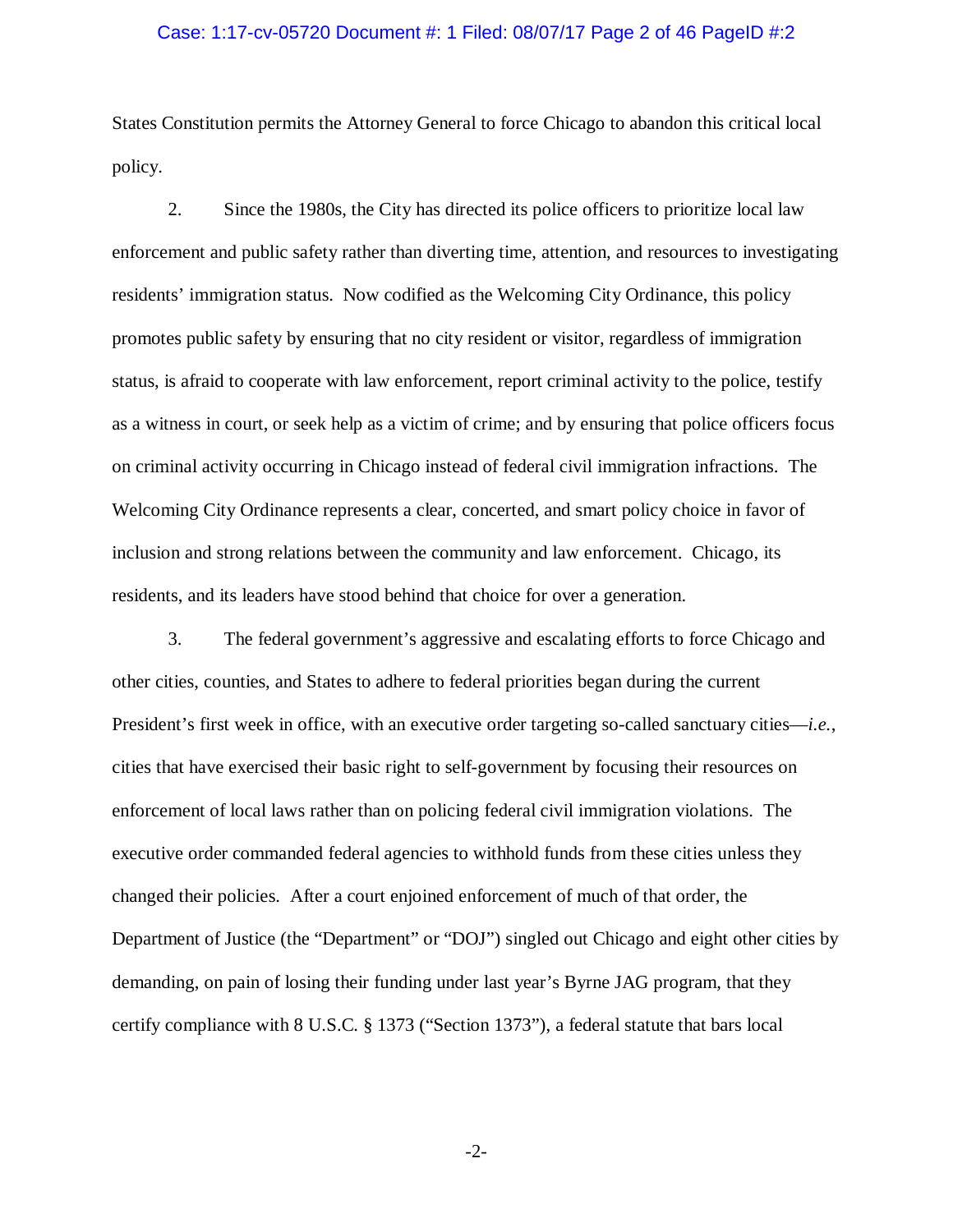States Constitution permits the Attorney General to force Chicago to abandon this critical local policy.

2. Since the 1980s, the City has directed its police officers to prioritize local law enforcement and public safety rather than diverting time, attention, and resources to investigating residents' immigration status. Now codified as the Welcoming City Ordinance, this policy promotes public safety by ensuring that no city resident or visitor, regardless of immigration status, is afraid to cooperate with law enforcement, report criminal activity to the police, testify as a witness in court, or seek help as a victim of crime; and by ensuring that police officers focus on criminal activity occurring in Chicago instead of federal civil immigration infractions. The Welcoming City Ordinance represents a clear, concerted, and smart policy choice in favor of inclusion and strong relations between the community and law enforcement. Chicago, its residents, and its leaders have stood behind that choice for over a generation.

3. The federal government's aggressive and escalating efforts to force Chicago and other cities, counties, and States to adhere to federal priorities began during the current President's first week in office, with an executive order targeting so-called sanctuary cities—*i.e.*, cities that have exercised their basic right to self-government by focusing their resources on enforcement of local laws rather than on policing federal civil immigration violations. The executive order commanded federal agencies to withhold funds from these cities unless they changed their policies. After a court enjoined enforcement of much of that order, the Department of Justice (the "Department" or "DOJ") singled out Chicago and eight other cities by demanding, on pain of losing their funding under last year's Byrne JAG program, that they certify compliance with 8 U.S.C. § 1373 ("Section 1373"), a federal statute that bars local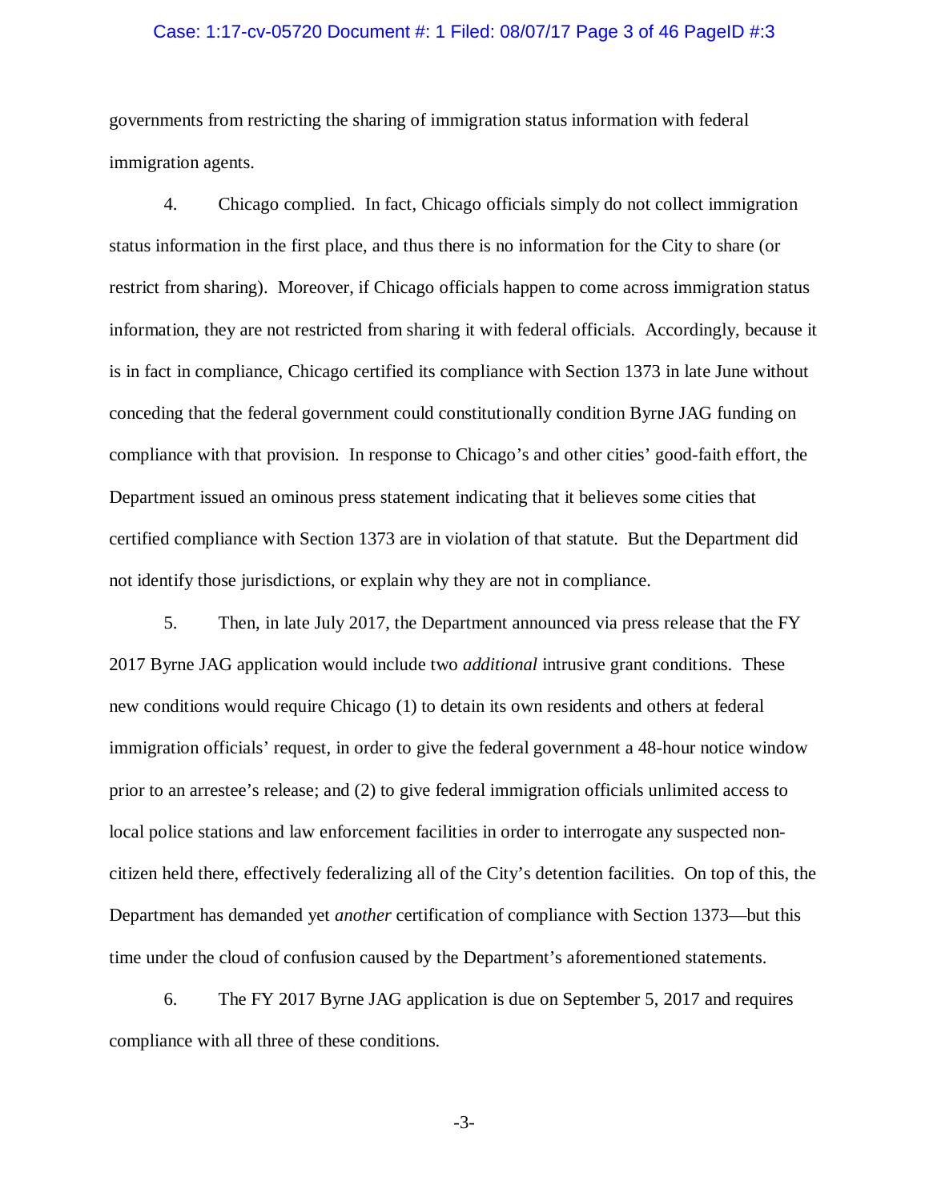governments from restricting the sharing of immigration status information with federal immigration agents.

4. Chicago complied. In fact, Chicago officials simply do not collect immigration status information in the first place, and thus there is no information for the City to share (or restrict from sharing). Moreover, if Chicago officials happen to come across immigration status information, they are not restricted from sharing it with federal officials. Accordingly, because it is in fact in compliance, Chicago certified its compliance with Section 1373 in late June without conceding that the federal government could constitutionally condition Byrne JAG funding on compliance with that provision. In response to Chicago's and other cities' good-faith effort, the Department issued an ominous press statement indicating that it believes some cities that certified compliance with Section 1373 are in violation of that statute. But the Department did not identify those jurisdictions, or explain why they are not in compliance.

5. Then, in late July 2017, the Department announced via press release that the FY 2017 Byrne JAG application would include two *additional* intrusive grant conditions. These new conditions would require Chicago (1) to detain its own residents and others at federal immigration officials' request, in order to give the federal government a 48-hour notice window prior to an arrestee's release; and (2) to give federal immigration officials unlimited access to local police stations and law enforcement facilities in order to interrogate any suspected non-citizen held there, effectively federalizing all of the City's detention facilities. On top of this, the Department has demanded yet *another* certification of compliance with Section 1373—but this time under the cloud of confusion caused by the Department's aforementioned statements.

6. The FY 2017 Byrne JAG application is due on September 5, 2017 and requires compliance with all three of these conditions.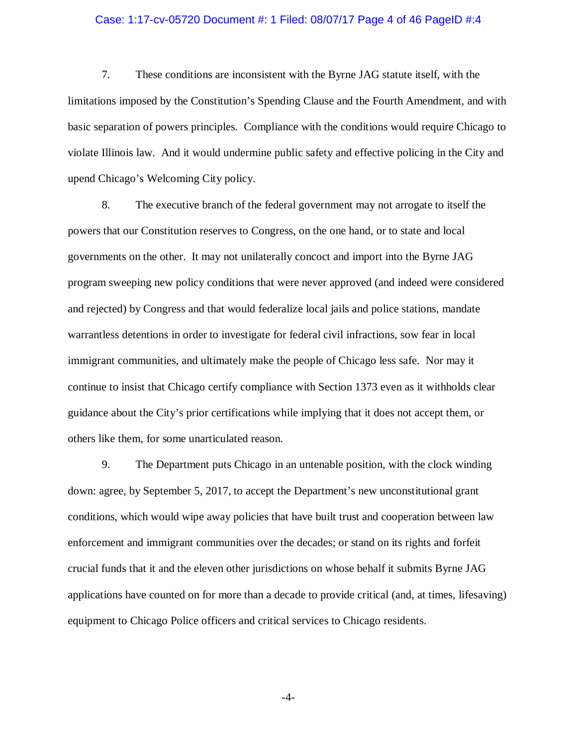7. These conditions are inconsistent with the Byrne JAG statute itself, with the limitations imposed by the Constitution's Spending Clause and the Fourth Amendment, and with basic separation of powers principles. Compliance with the conditions would require Chicago to violate Illinois law. And it would undermine public safety and effective policing in the City and upend Chicago's Welcoming City policy.

8. The executive branch of the federal government may not arrogate to itself the powers that our Constitution reserves to Congress, on the one hand, or to state and local governments on the other. It may not unilaterally concoct and import into the Byrne JAG program sweeping new policy conditions that were never approved (and indeed were considered and rejected) by Congress and that would federalize local jails and police stations, mandate warrantless detentions in order to investigate for federal civil infractions, sow fear in local immigrant communities, and ultimately make the people of Chicago less safe. Nor may it continue to insist that Chicago certify compliance with Section 1373 even as it withholds clear guidance about the City's prior certifications while implying that it does not accept them, or others like them, for some unarticulated reason.

9. The Department puts Chicago in an untenable position, with the clock winding down: agree, by September 5, 2017, to accept the Department's new unconstitutional grant conditions, which would wipe away policies that have built trust and cooperation between law enforcement and immigrant communities over the decades; or stand on its rights and forfeit crucial funds that it and the eleven other jurisdictions on whose behalf it submits Byrne JAG applications have counted on for more than a decade to provide critical (and, at times, lifesaving) equipment to Chicago Police officers and critical services to Chicago residents.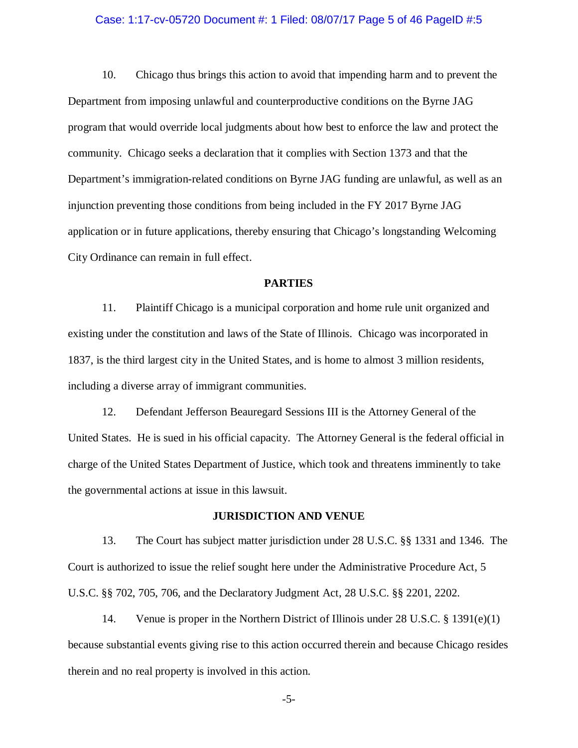10. Chicago thus brings this action to avoid that impending harm and to prevent the Department from imposing unlawful and counterproductive conditions on the Byrne JAG program that would override local judgments about how best to enforce the law and protect the community. Chicago seeks a declaration that it complies with Section 1373 and that the Department's immigration-related conditions on Byrne JAG funding are unlawful, as well as an injunction preventing those conditions from being included in the FY 2017 Byrne JAG application or in future applications, thereby ensuring that Chicago's longstanding Welcoming City Ordinance can remain in full effect.

## PARTIES

11. Plaintiff Chicago is a municipal corporation and home rule unit organized and existing under the constitution and laws of the State of Illinois. Chicago was incorporated in 1837, is the third largest city in the United States, and is home to almost 3 million residents, including a diverse array of immigrant communities.

12. Defendant Jefferson Beauregard Sessions III is the Attorney General of the United States. He is sued in his official capacity. The Attorney General is the federal official in charge of the United States Department of Justice, which took and threatens imminently to take the governmental actions at issue in this lawsuit.

## JURISDICTION AND VENUE

13. The Court has subject matter jurisdiction under 28 U.S.C. §§ 1331 and 1346. The Court is authorized to issue the relief sought here under the Administrative Procedure Act, 5 U.S.C. §§ 702, 705, 706, and the Declaratory Judgment Act, 28 U.S.C. §§ 2201, 2202.

14. Venue is proper in the Northern District of Illinois under 28 U.S.C. § 1391(e)(1) because substantial events giving rise to this action occurred therein and because Chicago resides therein and no real property is involved in this action.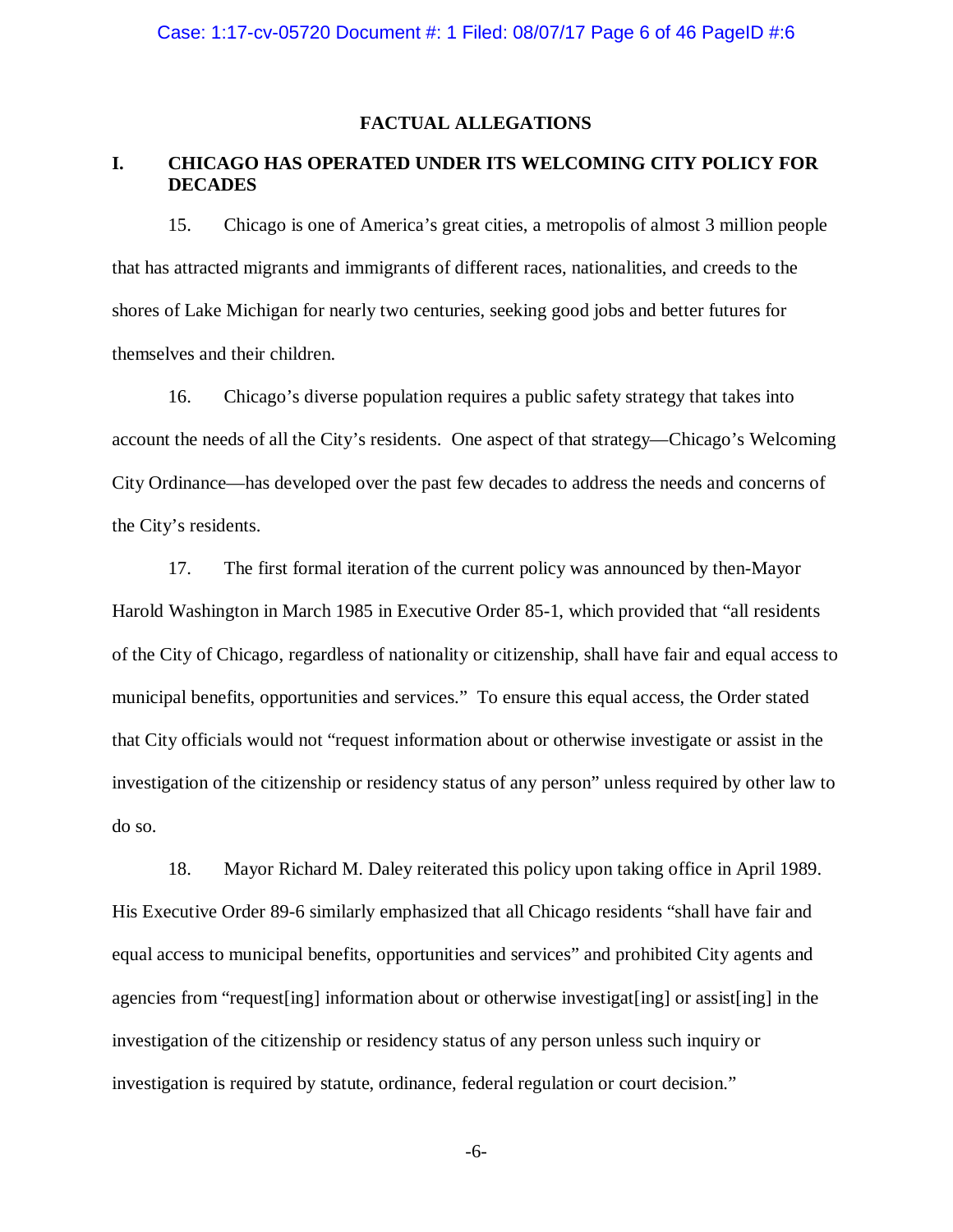## FACTUAL ALLEGATIONS

### I. CHICAGO HAS OPERATED UNDER ITS WELCOMING CITY POLICY FOR DECADES

15. Chicago is one of America's great cities, a metropolis of almost 3 million people that has attracted migrants and immigrants of different races, nationalities, and creeds to the shores of Lake Michigan for nearly two centuries, seeking good jobs and better futures for themselves and their children.

16. Chicago's diverse population requires a public safety strategy that takes into account the needs of all the City's residents. One aspect of that strategy—Chicago's Welcoming City Ordinance—has developed over the past few decades to address the needs and concerns of the City's residents.

17. The first formal iteration of the current policy was announced by then-Mayor Harold Washington in March 1985 in Executive Order 85-1, which provided that "all residents of the City of Chicago, regardless of nationality or citizenship, shall have fair and equal access to municipal benefits, opportunities and services." To ensure this equal access, the Order stated that City officials would not "request information about or otherwise investigate or assist in the investigation of the citizenship or residency status of any person" unless required by other law to do so.

18. Mayor Richard M. Daley reiterated this policy upon taking office in April 1989. His Executive Order 89-6 similarly emphasized that all Chicago residents "shall have fair and equal access to municipal benefits, opportunities and services" and prohibited City agents and agencies from "request[ing] information about or otherwise investigat[ing] or assist[ing] in the investigation of the citizenship or residency status of any person unless such inquiry or investigation is required by statute, ordinance, federal regulation or court decision."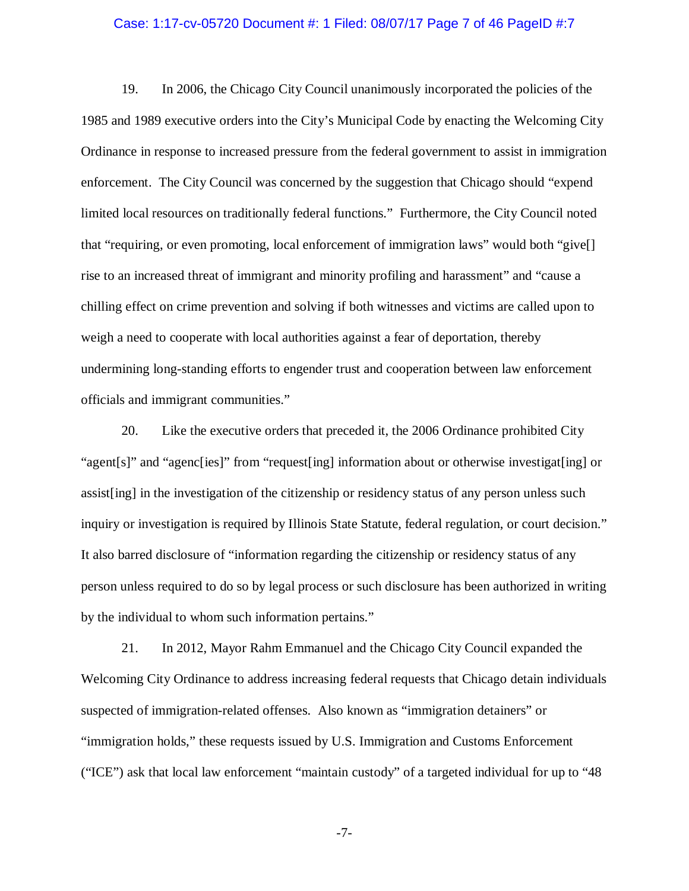19. In 2006, the Chicago City Council unanimously incorporated the policies of the 1985 and 1989 executive orders into the City's Municipal Code by enacting the Welcoming City Ordinance in response to increased pressure from the federal government to assist in immigration enforcement. The City Council was concerned by the suggestion that Chicago should "expend limited local resources on traditionally federal functions." Furthermore, the City Council noted that "requiring, or even promoting, local enforcement of immigration laws" would both "give[] rise to an increased threat of immigrant and minority profiling and harassment" and "cause a chilling effect on crime prevention and solving if both witnesses and victims are called upon to weigh a need to cooperate with local authorities against a fear of deportation, thereby undermining long-standing efforts to engender trust and cooperation between law enforcement officials and immigrant communities."

20. Like the executive orders that preceded it, the 2006 Ordinance prohibited City "agent[s]" and "agenc[ies]" from "request[ing] information about or otherwise investigat[ing] or assist[ing] in the investigation of the citizenship or residency status of any person unless such inquiry or investigation is required by Illinois State Statute, federal regulation, or court decision." It also barred disclosure of "information regarding the citizenship or residency status of any person unless required to do so by legal process or such disclosure has been authorized in writing by the individual to whom such information pertains."

21. In 2012, Mayor Rahm Emmanuel and the Chicago City Council expanded the Welcoming City Ordinance to address increasing federal requests that Chicago detain individuals suspected of immigration-related offenses. Also known as "immigration detainers" or "immigration holds," these requests issued by U.S. Immigration and Customs Enforcement ("ICE") ask that local law enforcement "maintain custody" of a targeted individual for up to "48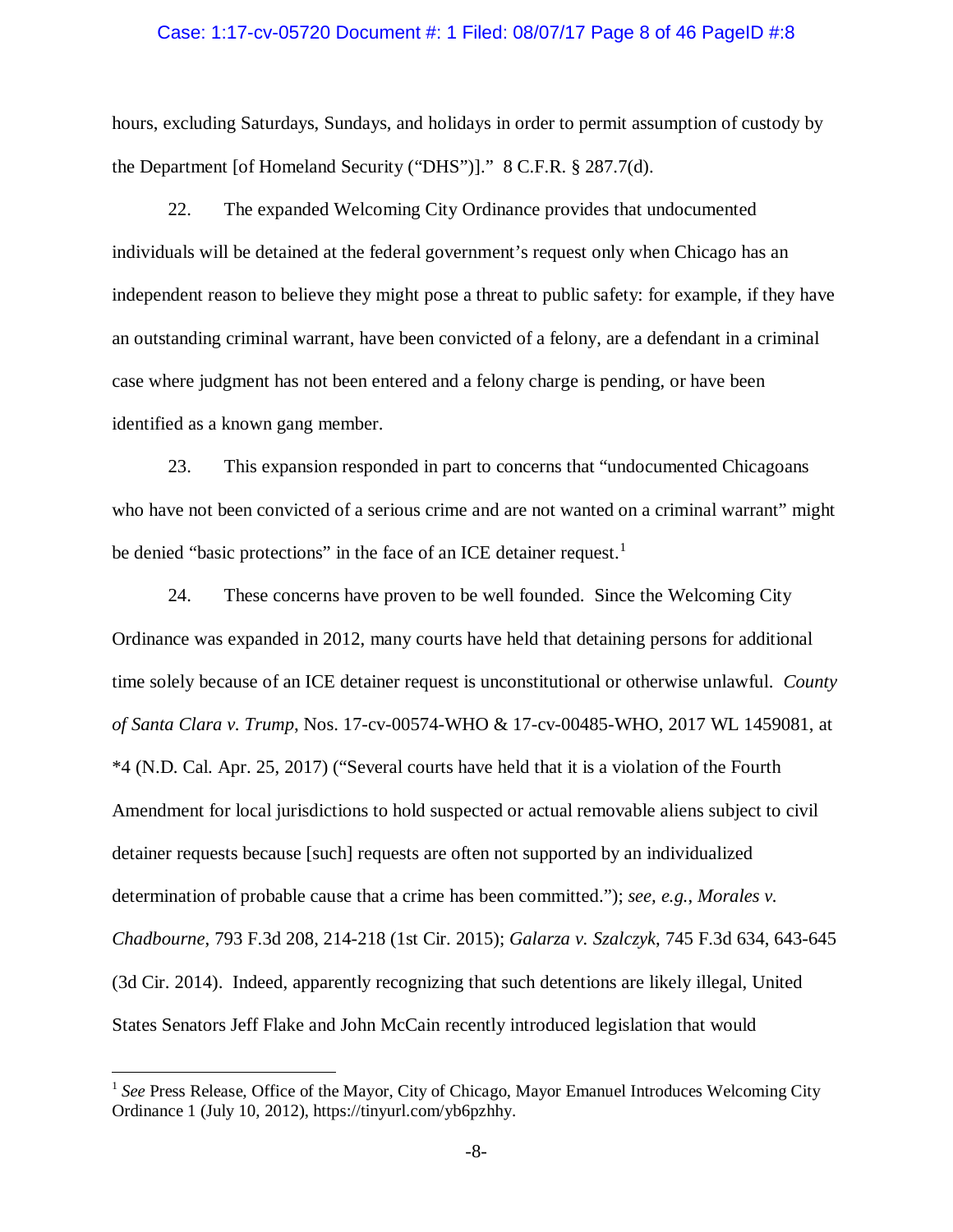hours, excluding Saturdays, Sundays, and holidays in order to permit assumption of custody by the Department [of Homeland Security ("DHS")]." 8 C.F.R. § 287.7(d).

22. The expanded Welcoming City Ordinance provides that undocumented individuals will be detained at the federal government's request only when Chicago has an independent reason to believe they might pose a threat to public safety: for example, if they have an outstanding criminal warrant, have been convicted of a felony, are a defendant in a criminal case where judgment has not been entered and a felony charge is pending, or have been identified as a known gang member.

23. This expansion responded in part to concerns that "undocumented Chicagoans who have not been convicted of a serious crime and are not wanted on a criminal warrant" might be denied "basic protections" in the face of an ICE detainer request.[1]

24. These concerns have proven to be well founded. Since the Welcoming City Ordinance was expanded in 2012, many courts have held that detaining persons for additional time solely because of an ICE detainer request is unconstitutional or otherwise unlawful. *County of Santa Clara v. Trump*, Nos. 17-cv-00574-WHO & 17-cv-00485-WHO, 2017 WL 1459081, at *4 (N.D. Cal. Apr. 25, 2017) ("Several courts have held that it is a violation of the Fourth Amendment for local jurisdictions to hold suspected or actual removable aliens subject to civil detainer requests because [such] requests are often not supported by an individualized determination of probable cause that a crime has been committed."); *see, e.g.*, *Morales v. Chadbourne*, 793 F.3d 208, 214-218 (1st Cir. 2015); *Galarza v. Szalczyk*, 745 F.3d 634, 643-645 (3d Cir. 2014). Indeed, apparently recognizing that such detentions are likely illegal, United States Senators Jeff Flake and John McCain recently introduced legislation that would

---

[1] *See* Press Release, Office of the Mayor, City of Chicago, Mayor Emanuel Introduces Welcoming City Ordinance 1 (July 10, 2012), https://tinyurl.com/yb6pzhhy.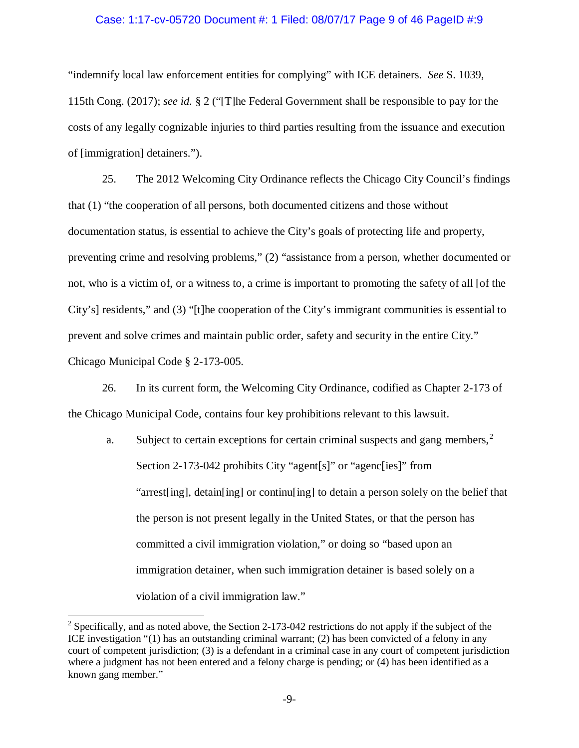"indemnify local law enforcement entities for complying" with ICE detainers. *See* S. 1039, 115th Cong. (2017); *see id.* § 2 ("[T]he Federal Government shall be responsible to pay for the costs of any legally cognizable injuries to third parties resulting from the issuance and execution of [immigration] detainers.").

25. The 2012 Welcoming City Ordinance reflects the Chicago City Council's findings that (1) "the cooperation of all persons, both documented citizens and those without documentation status, is essential to achieve the City's goals of protecting life and property, preventing crime and resolving problems," (2) "assistance from a person, whether documented or not, who is a victim of, or a witness to, a crime is important to promoting the safety of all [of the City's] residents," and (3) "[t]he cooperation of the City's immigrant communities is essential to prevent and solve crimes and maintain public order, safety and security in the entire City." Chicago Municipal Code § 2-173-005.

26. In its current form, the Welcoming City Ordinance, codified as Chapter 2-173 of the Chicago Municipal Code, contains four key prohibitions relevant to this lawsuit.

a. Subject to certain exceptions for certain criminal suspects and gang members,[2] Section 2-173-042 prohibits City "agent[s]" or "agenc[ies]" from "arrest[ing], detain[ing] or continu[ing] to detain a person solely on the belief that the person is not present legally in the United States, or that the person has committed a civil immigration violation," or doing so "based upon an immigration detainer, when such immigration detainer is based solely on a violation of a civil immigration law."

[2] Specifically, and as noted above, the Section 2-173-042 restrictions do not apply if the subject of the ICE investigation "(1) has an outstanding criminal warrant; (2) has been convicted of a felony in any court of competent jurisdiction; (3) is a defendant in a criminal case in any court of competent jurisdiction where a judgment has not been entered and a felony charge is pending; or (4) has been identified as a known gang member."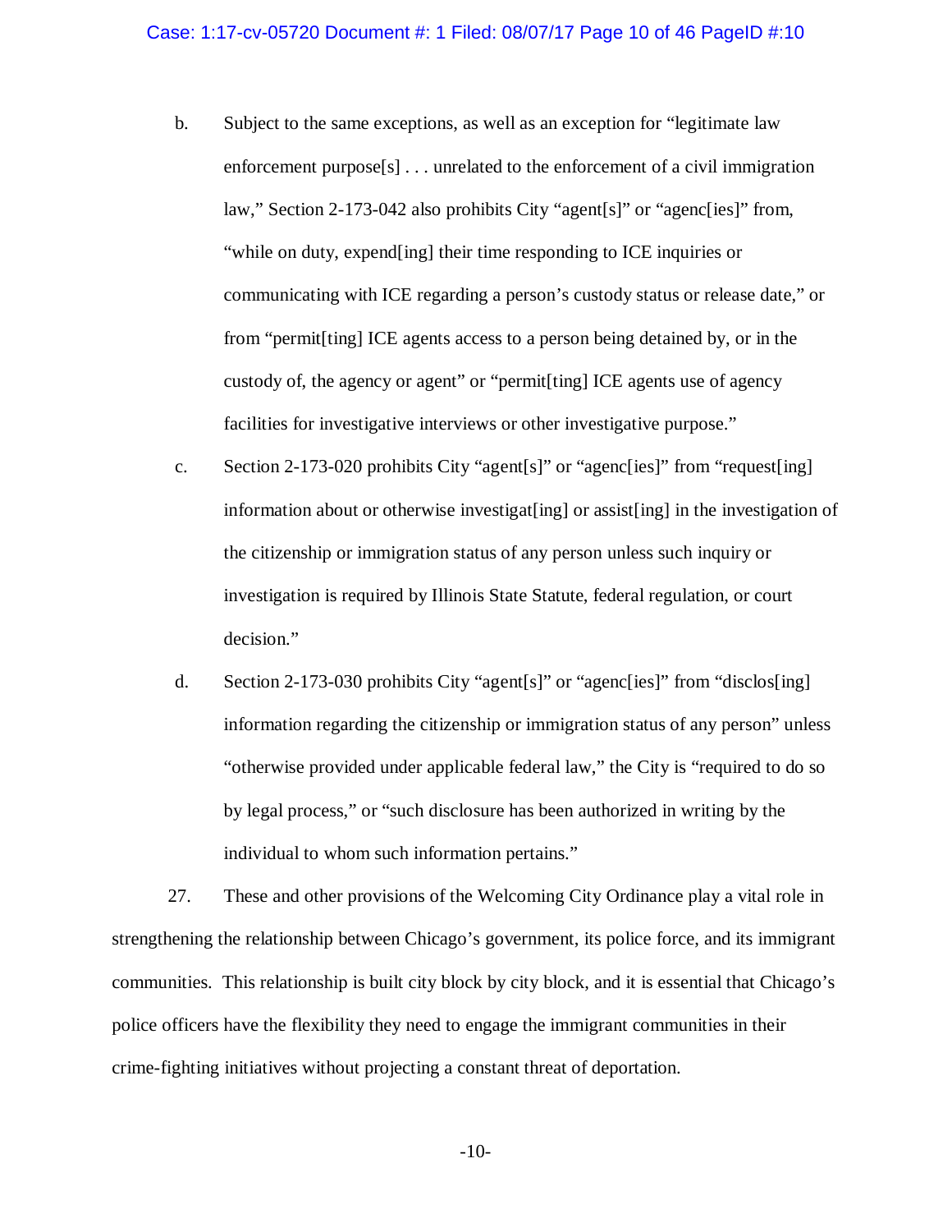b. Subject to the same exceptions, as well as an exception for "legitimate law enforcement purpose[s] . . . unrelated to the enforcement of a civil immigration law," Section 2-173-042 also prohibits City "agent[s]" or "agenc[ies]" from, "while on duty, expend[ing] their time responding to ICE inquiries or communicating with ICE regarding a person's custody status or release date," or from "permit[ting] ICE agents access to a person being detained by, or in the custody of, the agency or agent" or "permit[ting] ICE agents use of agency facilities for investigative interviews or other investigative purpose."

c. Section 2-173-020 prohibits City "agent[s]" or "agenc[ies]" from "request[ing] information about or otherwise investigat[ing] or assist[ing] in the investigation of the citizenship or immigration status of any person unless such inquiry or investigation is required by Illinois State Statute, federal regulation, or court decision."

d. Section 2-173-030 prohibits City "agent[s]" or "agenc[ies]" from "disclos[ing] information regarding the citizenship or immigration status of any person" unless "otherwise provided under applicable federal law," the City is "required to do so by legal process," or "such disclosure has been authorized in writing by the individual to whom such information pertains."

27. These and other provisions of the Welcoming City Ordinance play a vital role in strengthening the relationship between Chicago's government, its police force, and its immigrant communities. This relationship is built city block by city block, and it is essential that Chicago's police officers have the flexibility they need to engage the immigrant communities in their crime-fighting initiatives without projecting a constant threat of deportation.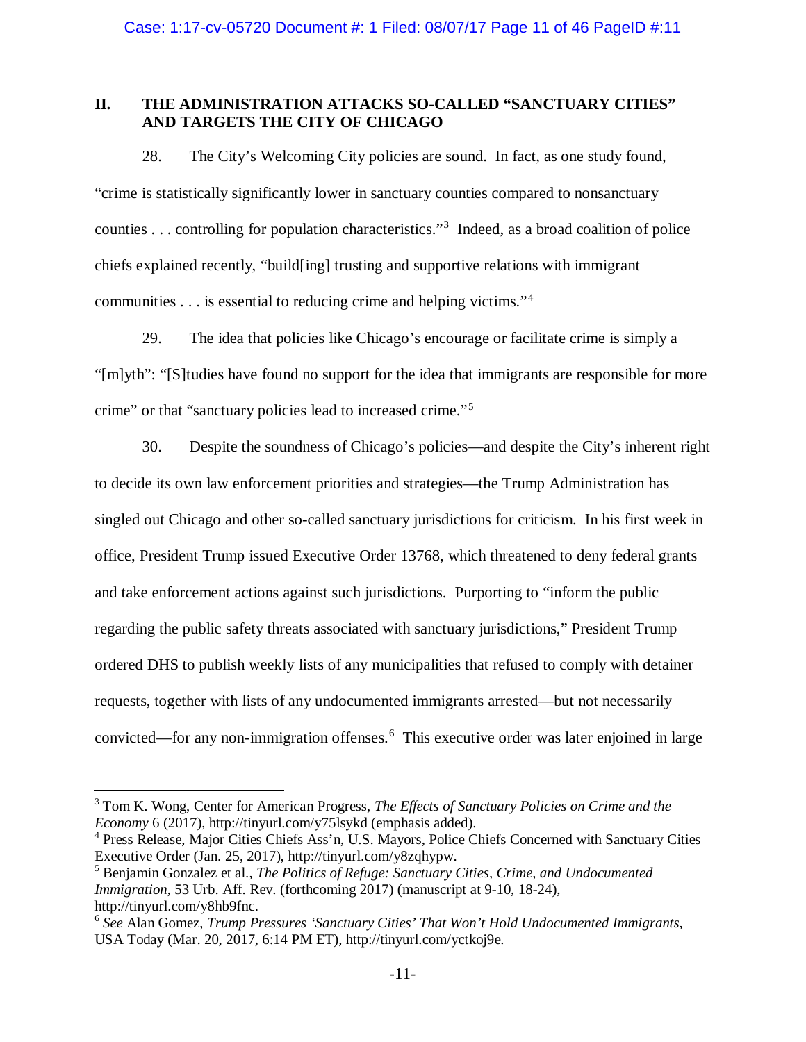## II. THE ADMINISTRATION ATTACKS SO-CALLED "SANCTUARY CITIES" AND TARGETS THE CITY OF CHICAGO

28. The City's Welcoming City policies are sound. In fact, as one study found, "crime is statistically significantly lower in sanctuary counties compared to nonsanctuary counties . . . controlling for population characteristics."[3] Indeed, as a broad coalition of police chiefs explained recently, "build[ing] trusting and supportive relations with immigrant communities . . . is essential to reducing crime and helping victims."[4]

29. The idea that policies like Chicago's encourage or facilitate crime is simply a "[m]yth": "[S]tudies have found no support for the idea that immigrants are responsible for more crime" or that "sanctuary policies lead to increased crime."[5]

30. Despite the soundness of Chicago's policies—and despite the City's inherent right to decide its own law enforcement priorities and strategies—the Trump Administration has singled out Chicago and other so-called sanctuary jurisdictions for criticism. In his first week in office, President Trump issued Executive Order 13768, which threatened to deny federal grants and take enforcement actions against such jurisdictions. Purporting to "inform the public regarding the public safety threats associated with sanctuary jurisdictions," President Trump ordered DHS to publish weekly lists of any municipalities that refused to comply with detainer requests, together with lists of any undocumented immigrants arrested—but not necessarily convicted—for any non-immigration offenses.[6] This executive order was later enjoined in large

---

[3] Tom K. Wong, Center for American Progress, *The Effects of Sanctuary Policies on Crime and the Economy* 6 (2017), http://tinyurl.com/y75lsykd (emphasis added).

[4] Press Release, Major Cities Chiefs Ass'n, U.S. Mayors, Police Chiefs Concerned with Sanctuary Cities Executive Order (Jan. 25, 2017), http://tinyurl.com/y8zqhypw.

[5] Benjamin Gonzalez et al., *The Politics of Refuge: Sanctuary Cities, Crime, and Undocumented Immigration*, 53 Urb. Aff. Rev. (forthcoming 2017) (manuscript at 9-10, 18-24), http://tinyurl.com/y8hb9fnc.

[6] *See* Alan Gomez, *Trump Pressures 'Sanctuary Cities' That Won't Hold Undocumented Immigrants*, USA Today (Mar. 20, 2017, 6:14 PM ET), http://tinyurl.com/yctkoj9e.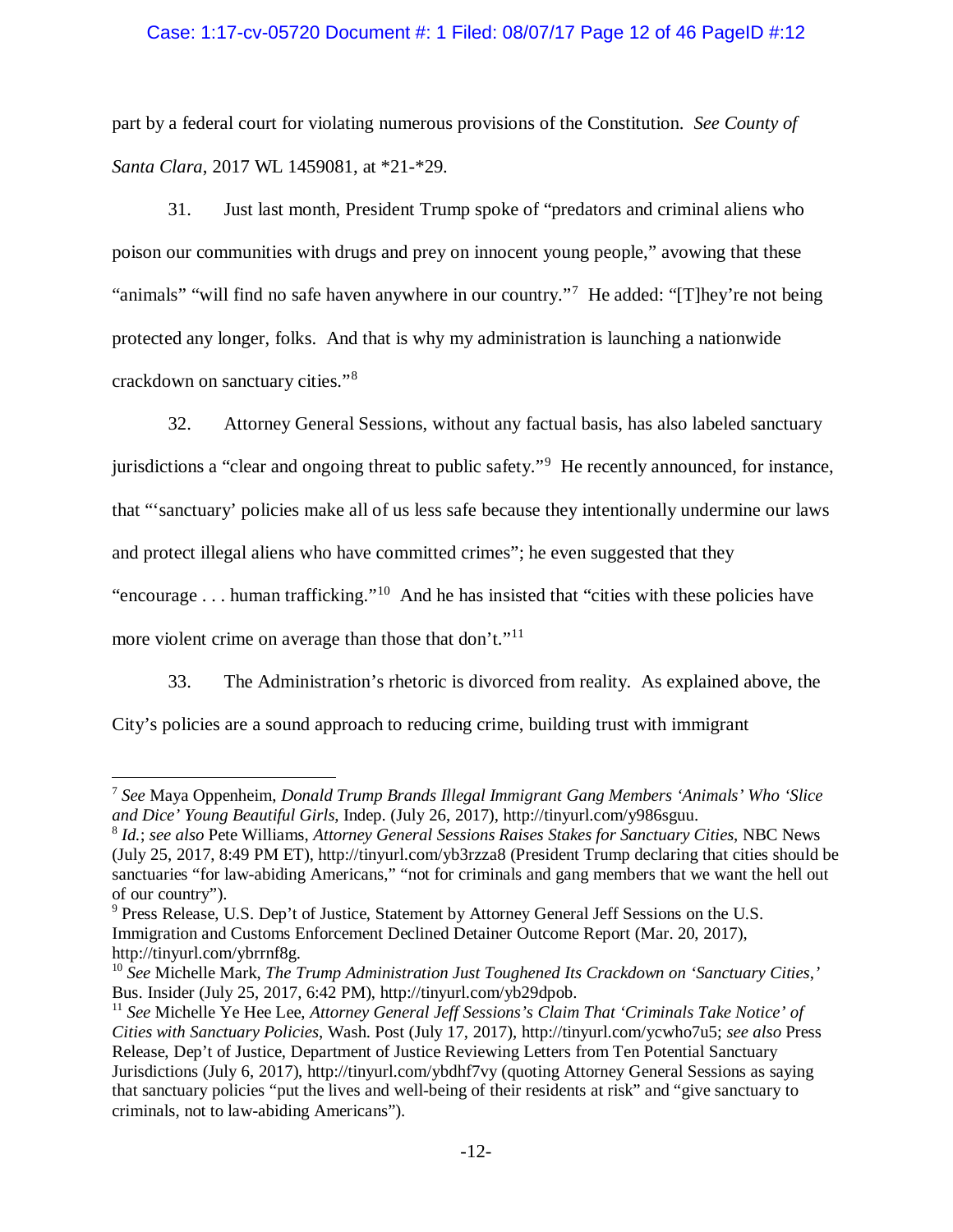part by a federal court for violating numerous provisions of the Constitution. *See County of Santa Clara*, 2017 WL 1459081, at *21-*29.

31. Just last month, President Trump spoke of "predators and criminal aliens who poison our communities with drugs and prey on innocent young people," avowing that these "animals" "will find no safe haven anywhere in our country."[7] He added: "[T]hey're not being protected any longer, folks. And that is why my administration is launching a nationwide crackdown on sanctuary cities."[8]

32. Attorney General Sessions, without any factual basis, has also labeled sanctuary jurisdictions a "clear and ongoing threat to public safety."[9] He recently announced, for instance, that "'sanctuary' policies make all of us less safe because they intentionally undermine our laws and protect illegal aliens who have committed crimes"; he even suggested that they "encourage . . . human trafficking."[10] And he has insisted that "cities with these policies have more violent crime on average than those that don't."[11]

33. The Administration's rhetoric is divorced from reality. As explained above, the City's policies are a sound approach to reducing crime, building trust with immigrant

---

[7] *See* Maya Oppenheim, *Donald Trump Brands Illegal Immigrant Gang Members 'Animals' Who 'Slice and Dice' Young Beautiful Girls*, Indep. (July 26, 2017), http://tinyurl.com/y986sguu.

[8] *Id.*; *see also* Pete Williams, *Attorney General Sessions Raises Stakes for Sanctuary Cities*, NBC News (July 25, 2017, 8:49 PM ET), http://tinyurl.com/yb3rzza8 (President Trump declaring that cities should be sanctuaries "for law-abiding Americans," "not for criminals and gang members that we want the hell out of our country").

[9] Press Release, U.S. Dep't of Justice, Statement by Attorney General Jeff Sessions on the U.S. Immigration and Customs Enforcement Declined Detainer Outcome Report (Mar. 20, 2017), http://tinyurl.com/ybrrnf8g.

[10] *See* Michelle Mark, *The Trump Administration Just Toughened Its Crackdown on 'Sanctuary Cities,'* Bus. Insider (July 25, 2017, 6:42 PM), http://tinyurl.com/yb29dpob.

[11] *See* Michelle Ye Hee Lee, *Attorney General Jeff Sessions's Claim That 'Criminals Take Notice' of Cities with Sanctuary Policies*, Wash. Post (July 17, 2017), http://tinyurl.com/ycwho7u5; *see also* Press Release, Dep't of Justice, Department of Justice Reviewing Letters from Ten Potential Sanctuary Jurisdictions (July 6, 2017), http://tinyurl.com/ybdhf7vy (quoting Attorney General Sessions as saying that sanctuary policies "put the lives and well-being of their residents at risk" and "give sanctuary to criminals, not to law-abiding Americans").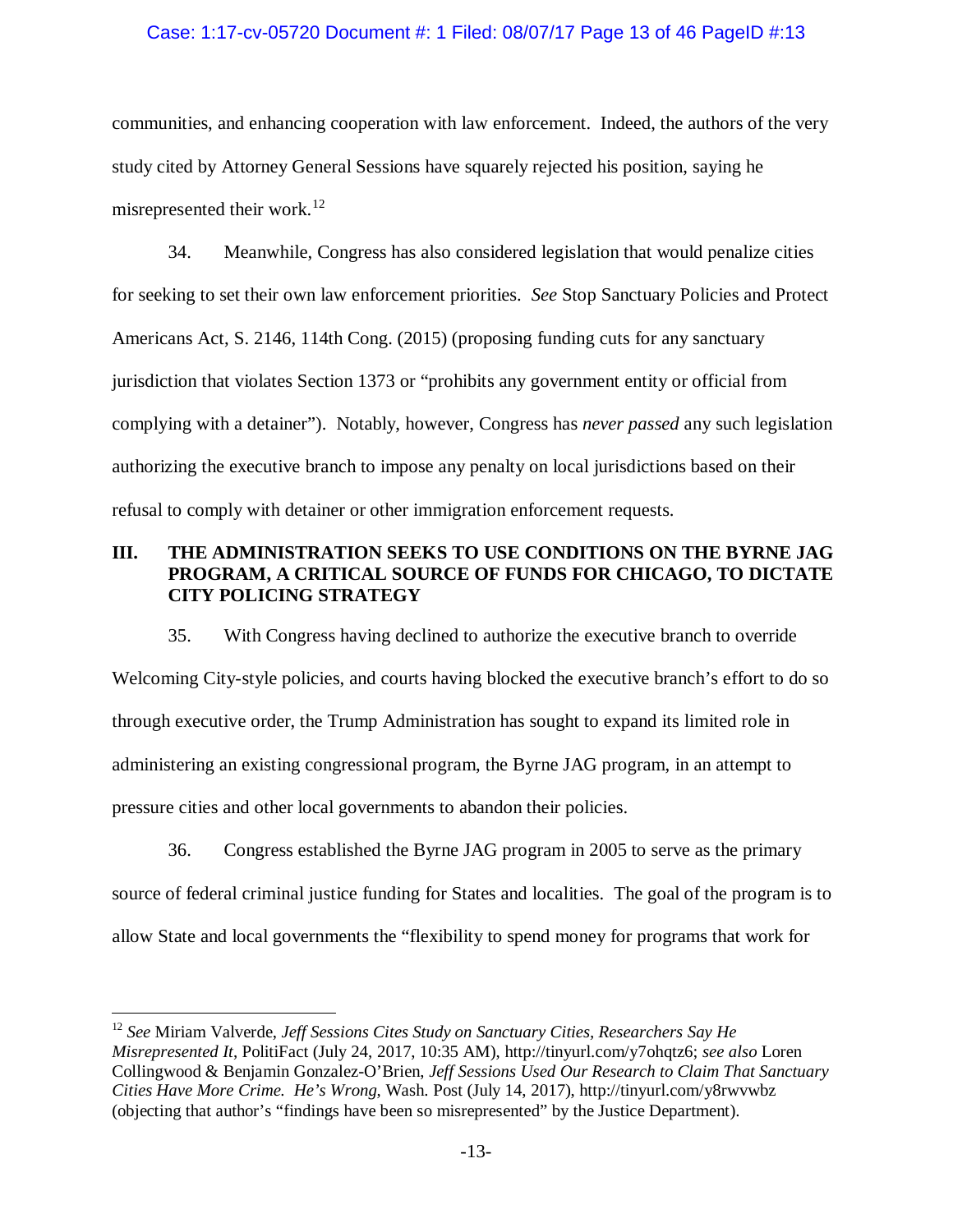communities, and enhancing cooperation with law enforcement. Indeed, the authors of the very study cited by Attorney General Sessions have squarely rejected his position, saying he misrepresented their work.[12]

34. Meanwhile, Congress has also considered legislation that would penalize cities for seeking to set their own law enforcement priorities. *See* Stop Sanctuary Policies and Protect Americans Act, S. 2146, 114th Cong. (2015) (proposing funding cuts for any sanctuary jurisdiction that violates Section 1373 or "prohibits any government entity or official from complying with a detainer"). Notably, however, Congress has *never passed* any such legislation authorizing the executive branch to impose any penalty on local jurisdictions based on their refusal to comply with detainer or other immigration enforcement requests.

## III. THE ADMINISTRATION SEEKS TO USE CONDITIONS ON THE BYRNE JAG PROGRAM, A CRITICAL SOURCE OF FUNDS FOR CHICAGO, TO DICTATE CITY POLICING STRATEGY

35. With Congress having declined to authorize the executive branch to override Welcoming City-style policies, and courts having blocked the executive branch's effort to do so through executive order, the Trump Administration has sought to expand its limited role in administering an existing congressional program, the Byrne JAG program, in an attempt to pressure cities and other local governments to abandon their policies.

36. Congress established the Byrne JAG program in 2005 to serve as the primary source of federal criminal justice funding for States and localities. The goal of the program is to allow State and local governments the "flexibility to spend money for programs that work for

---

[12] *See* Miriam Valverde, *Jeff Sessions Cites Study on Sanctuary Cities, Researchers Say He Misrepresented It*, PolitiFact (July 24, 2017, 10:35 AM), http://tinyurl.com/y7ohqtz6; *see also* Loren Collingwood & Benjamin Gonzalez-O'Brien, *Jeff Sessions Used Our Research to Claim That Sanctuary Cities Have More Crime. He's Wrong*, Wash. Post (July 14, 2017), http://tinyurl.com/y8rwvwbz (objecting that author's "findings have been so misrepresented" by the Justice Department).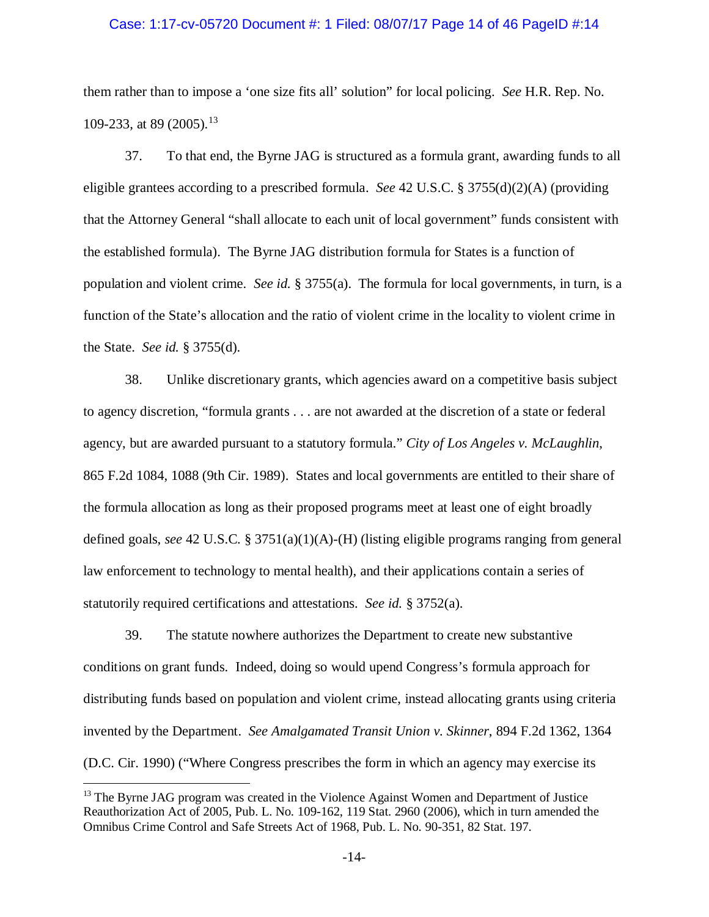them rather than to impose a 'one size fits all' solution" for local policing. *See* H.R. Rep. No. 109-233, at 89 (2005).[13]

37. To that end, the Byrne JAG is structured as a formula grant, awarding funds to all eligible grantees according to a prescribed formula. *See* 42 U.S.C. § 3755(d)(2)(A) (providing that the Attorney General "shall allocate to each unit of local government" funds consistent with the established formula). The Byrne JAG distribution formula for States is a function of population and violent crime. *See id.* § 3755(a). The formula for local governments, in turn, is a function of the State's allocation and the ratio of violent crime in the locality to violent crime in the State. *See id.* § 3755(d).

38. Unlike discretionary grants, which agencies award on a competitive basis subject to agency discretion, "formula grants . . . are not awarded at the discretion of a state or federal agency, but are awarded pursuant to a statutory formula." *City of Los Angeles v. McLaughlin*, 865 F.2d 1084, 1088 (9th Cir. 1989). States and local governments are entitled to their share of the formula allocation as long as their proposed programs meet at least one of eight broadly defined goals, *see* 42 U.S.C. § 3751(a)(1)(A)-(H) (listing eligible programs ranging from general law enforcement to technology to mental health), and their applications contain a series of statutorily required certifications and attestations. *See id.* § 3752(a).

39. The statute nowhere authorizes the Department to create new substantive conditions on grant funds. Indeed, doing so would upend Congress's formula approach for distributing funds based on population and violent crime, instead allocating grants using criteria invented by the Department. *See Amalgamated Transit Union v. Skinner*, 894 F.2d 1362, 1364 (D.C. Cir. 1990) ("Where Congress prescribes the form in which an agency may exercise its

---

[13] The Byrne JAG program was created in the Violence Against Women and Department of Justice Reauthorization Act of 2005, Pub. L. No. 109-162, 119 Stat. 2960 (2006), which in turn amended the Omnibus Crime Control and Safe Streets Act of 1968, Pub. L. No. 90-351, 82 Stat. 197.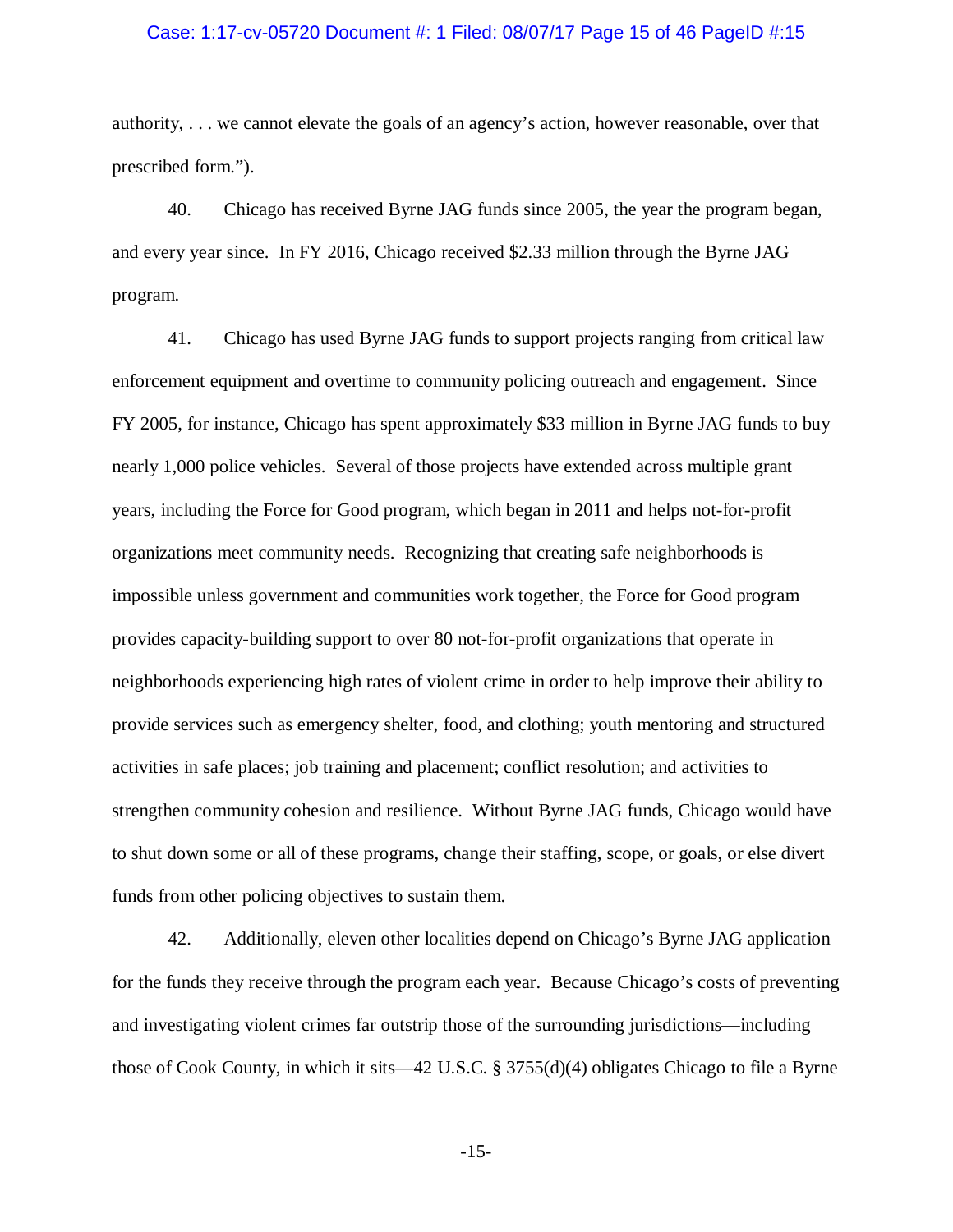authority, . . . we cannot elevate the goals of an agency's action, however reasonable, over that prescribed form.").

40. Chicago has received Byrne JAG funds since 2005, the year the program began, and every year since. In FY 2016, Chicago received $2.33 million through the Byrne JAG program.

41. Chicago has used Byrne JAG funds to support projects ranging from critical law enforcement equipment and overtime to community policing outreach and engagement. Since FY 2005, for instance, Chicago has spent approximately $33 million in Byrne JAG funds to buy nearly 1,000 police vehicles. Several of those projects have extended across multiple grant years, including the Force for Good program, which began in 2011 and helps not-for-profit organizations meet community needs. Recognizing that creating safe neighborhoods is impossible unless government and communities work together, the Force for Good program provides capacity-building support to over 80 not-for-profit organizations that operate in neighborhoods experiencing high rates of violent crime in order to help improve their ability to provide services such as emergency shelter, food, and clothing; youth mentoring and structured activities in safe places; job training and placement; conflict resolution; and activities to strengthen community cohesion and resilience. Without Byrne JAG funds, Chicago would have to shut down some or all of these programs, change their staffing, scope, or goals, or else divert funds from other policing objectives to sustain them.

42. Additionally, eleven other localities depend on Chicago's Byrne JAG application for the funds they receive through the program each year. Because Chicago's costs of preventing and investigating violent crimes far outstrip those of the surrounding jurisdictions—including those of Cook County, in which it sits—42 U.S.C. § 3755(d)(4) obligates Chicago to file a Byrne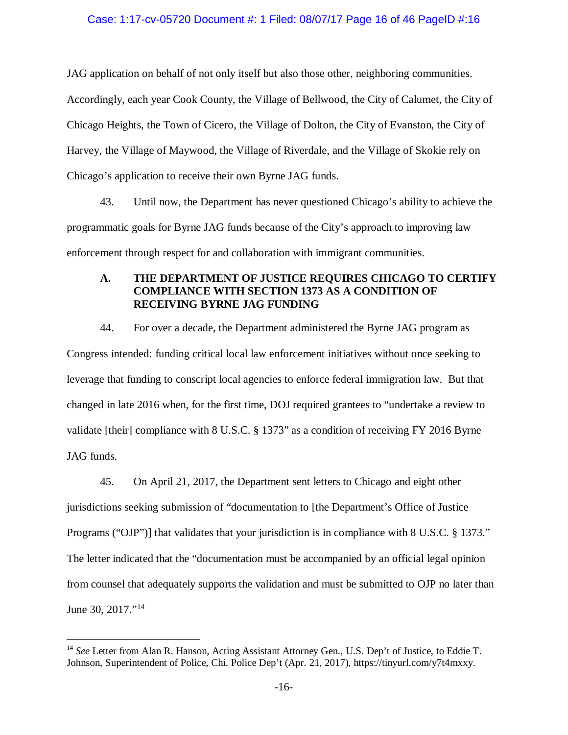JAG application on behalf of not only itself but also those other, neighboring communities. Accordingly, each year Cook County, the Village of Bellwood, the City of Calumet, the City of Chicago Heights, the Town of Cicero, the Village of Dolton, the City of Evanston, the City of Harvey, the Village of Maywood, the Village of Riverdale, and the Village of Skokie rely on Chicago's application to receive their own Byrne JAG funds.

43. Until now, the Department has never questioned Chicago's ability to achieve the programmatic goals for Byrne JAG funds because of the City's approach to improving law enforcement through respect for and collaboration with immigrant communities.

### A. THE DEPARTMENT OF JUSTICE REQUIRES CHICAGO TO CERTIFY COMPLIANCE WITH SECTION 1373 AS A CONDITION OF RECEIVING BYRNE JAG FUNDING

44. For over a decade, the Department administered the Byrne JAG program as Congress intended: funding critical local law enforcement initiatives without once seeking to leverage that funding to conscript local agencies to enforce federal immigration law. But that changed in late 2016 when, for the first time, DOJ required grantees to "undertake a review to validate [their] compliance with 8 U.S.C. § 1373" as a condition of receiving FY 2016 Byrne JAG funds.

45. On April 21, 2017, the Department sent letters to Chicago and eight other jurisdictions seeking submission of "documentation to [the Department's Office of Justice Programs ("OJP")] that validates that your jurisdiction is in compliance with 8 U.S.C. § 1373." The letter indicated that the "documentation must be accompanied by an official legal opinion from counsel that adequately supports the validation and must be submitted to OJP no later than June 30, 2017."[14]

---

[14] *See* Letter from Alan R. Hanson, Acting Assistant Attorney Gen., U.S. Dep't of Justice, to Eddie T. Johnson, Superintendent of Police, Chi. Police Dep't (Apr. 21, 2017), https://tinyurl.com/y7t4mxxy.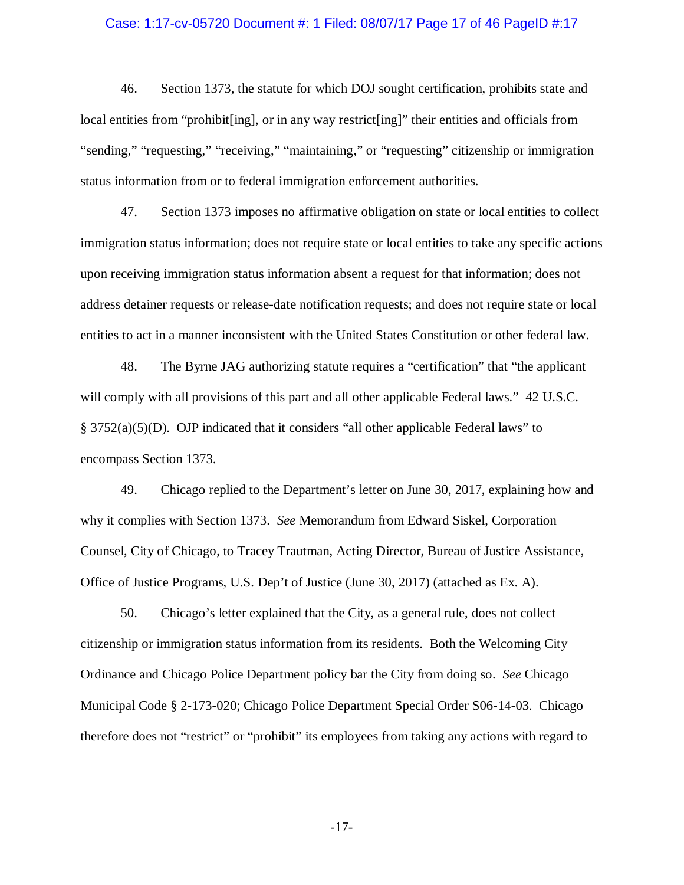46. Section 1373, the statute for which DOJ sought certification, prohibits state and local entities from "prohibit[ing], or in any way restrict[ing]" their entities and officials from "sending," "requesting," "receiving," "maintaining," or "requesting" citizenship or immigration status information from or to federal immigration enforcement authorities.

47. Section 1373 imposes no affirmative obligation on state or local entities to collect immigration status information; does not require state or local entities to take any specific actions upon receiving immigration status information absent a request for that information; does not address detainer requests or release-date notification requests; and does not require state or local entities to act in a manner inconsistent with the United States Constitution or other federal law.

48. The Byrne JAG authorizing statute requires a "certification" that "the applicant will comply with all provisions of this part and all other applicable Federal laws." 42 U.S.C. § 3752(a)(5)(D). OJP indicated that it considers "all other applicable Federal laws" to encompass Section 1373.

49. Chicago replied to the Department's letter on June 30, 2017, explaining how and why it complies with Section 1373. *See* Memorandum from Edward Siskel, Corporation Counsel, City of Chicago, to Tracey Trautman, Acting Director, Bureau of Justice Assistance, Office of Justice Programs, U.S. Dep't of Justice (June 30, 2017) (attached as Ex. A).

50. Chicago's letter explained that the City, as a general rule, does not collect citizenship or immigration status information from its residents. Both the Welcoming City Ordinance and Chicago Police Department policy bar the City from doing so. *See* Chicago Municipal Code § 2-173-020; Chicago Police Department Special Order S06-14-03. Chicago therefore does not "restrict" or "prohibit" its employees from taking any actions with regard to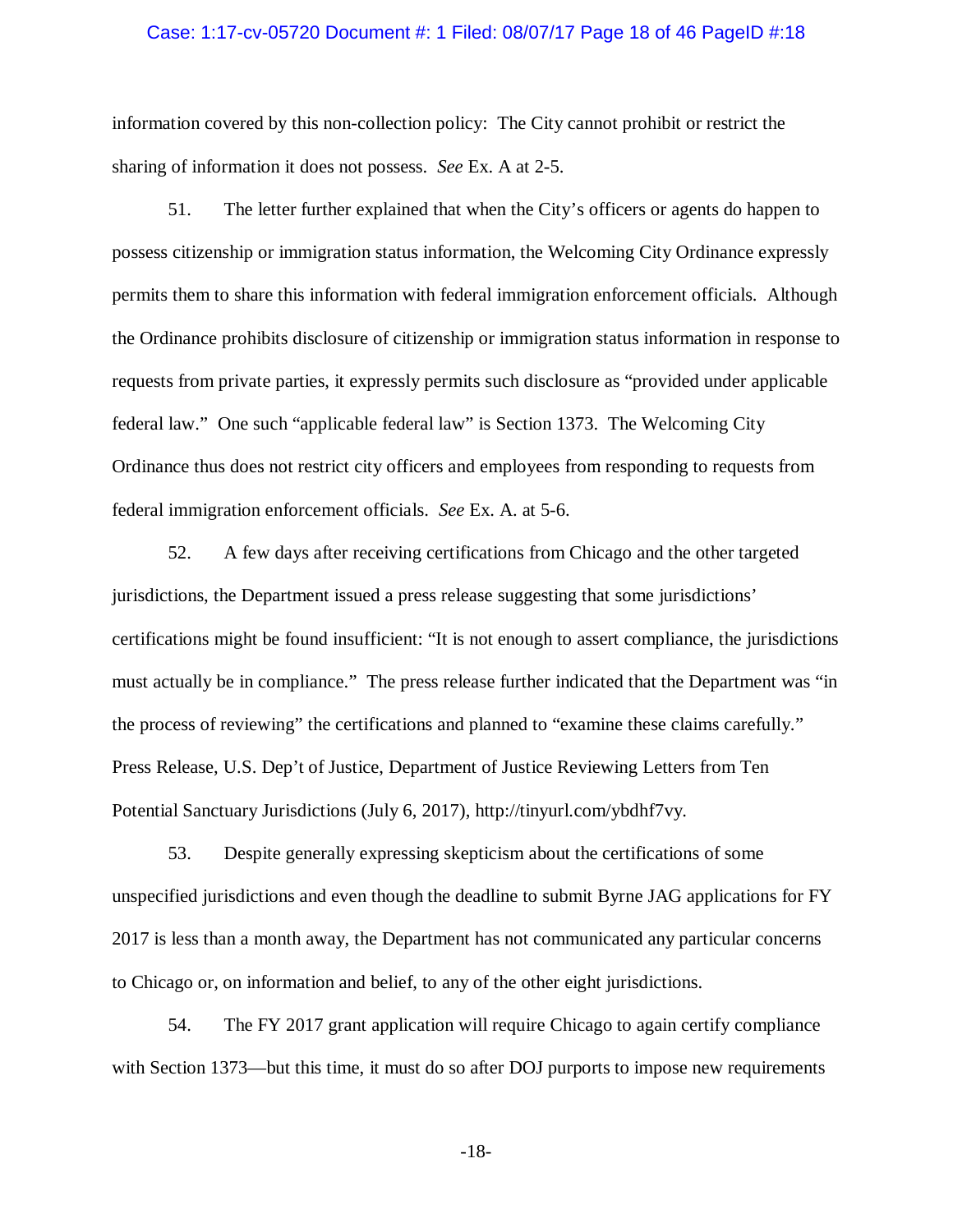information covered by this non-collection policy: The City cannot prohibit or restrict the sharing of information it does not possess. *See* Ex. A at 2-5.

51. The letter further explained that when the City's officers or agents do happen to possess citizenship or immigration status information, the Welcoming City Ordinance expressly permits them to share this information with federal immigration enforcement officials. Although the Ordinance prohibits disclosure of citizenship or immigration status information in response to requests from private parties, it expressly permits such disclosure as "provided under applicable federal law." One such "applicable federal law" is Section 1373. The Welcoming City Ordinance thus does not restrict city officers and employees from responding to requests from federal immigration enforcement officials. *See* Ex. A. at 5-6.

52. A few days after receiving certifications from Chicago and the other targeted jurisdictions, the Department issued a press release suggesting that some jurisdictions' certifications might be found insufficient: "It is not enough to assert compliance, the jurisdictions must actually be in compliance." The press release further indicated that the Department was "in the process of reviewing" the certifications and planned to "examine these claims carefully." Press Release, U.S. Dep't of Justice, Department of Justice Reviewing Letters from Ten Potential Sanctuary Jurisdictions (July 6, 2017), http://tinyurl.com/ybdhf7vy.

53. Despite generally expressing skepticism about the certifications of some unspecified jurisdictions and even though the deadline to submit Byrne JAG applications for FY 2017 is less than a month away, the Department has not communicated any particular concerns to Chicago or, on information and belief, to any of the other eight jurisdictions.

54. The FY 2017 grant application will require Chicago to again certify compliance with Section 1373—but this time, it must do so after DOJ purports to impose new requirements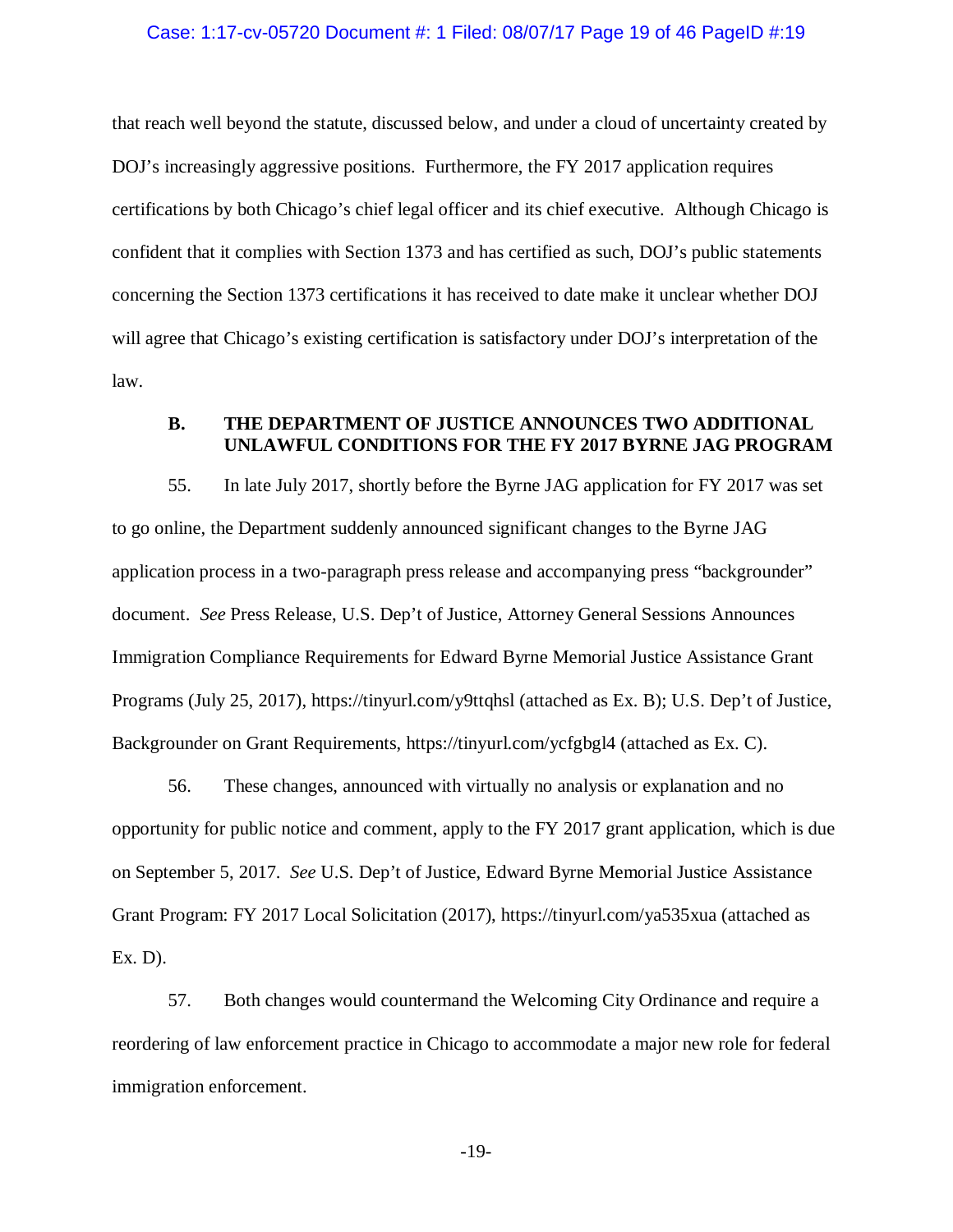that reach well beyond the statute, discussed below, and under a cloud of uncertainty created by DOJ's increasingly aggressive positions. Furthermore, the FY 2017 application requires certifications by both Chicago's chief legal officer and its chief executive. Although Chicago is confident that it complies with Section 1373 and has certified as such, DOJ's public statements concerning the Section 1373 certifications it has received to date make it unclear whether DOJ will agree that Chicago's existing certification is satisfactory under DOJ's interpretation of the law.

### B. THE DEPARTMENT OF JUSTICE ANNOUNCES TWO ADDITIONAL UNLAWFUL CONDITIONS FOR THE FY 2017 BYRNE JAG PROGRAM

55. In late July 2017, shortly before the Byrne JAG application for FY 2017 was set to go online, the Department suddenly announced significant changes to the Byrne JAG application process in a two-paragraph press release and accompanying press "backgrounder" document. *See* Press Release, U.S. Dep't of Justice, Attorney General Sessions Announces Immigration Compliance Requirements for Edward Byrne Memorial Justice Assistance Grant Programs (July 25, 2017), https://tinyurl.com/y9ttqhsl (attached as Ex. B); U.S. Dep't of Justice, Backgrounder on Grant Requirements, https://tinyurl.com/ycfgbgl4 (attached as Ex. C).

56. These changes, announced with virtually no analysis or explanation and no opportunity for public notice and comment, apply to the FY 2017 grant application, which is due on September 5, 2017. *See* U.S. Dep't of Justice, Edward Byrne Memorial Justice Assistance Grant Program: FY 2017 Local Solicitation (2017), https://tinyurl.com/ya535xua (attached as Ex. D).

57. Both changes would countermand the Welcoming City Ordinance and require a reordering of law enforcement practice in Chicago to accommodate a major new role for federal immigration enforcement.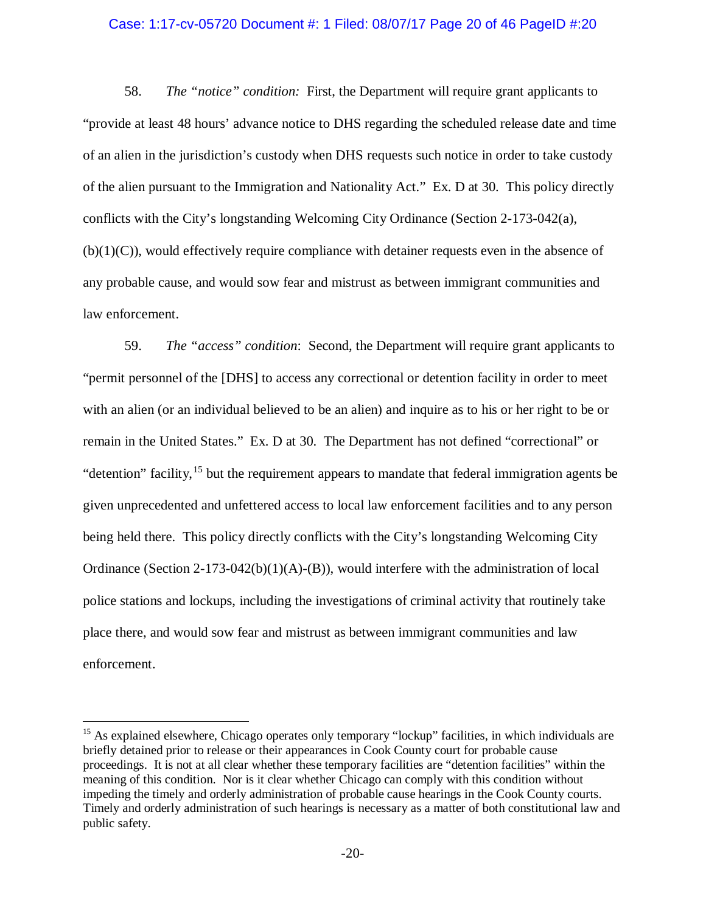58. *The "notice" condition:* First, the Department will require grant applicants to "provide at least 48 hours' advance notice to DHS regarding the scheduled release date and time of an alien in the jurisdiction's custody when DHS requests such notice in order to take custody of the alien pursuant to the Immigration and Nationality Act." Ex. D at 30. This policy directly conflicts with the City's longstanding Welcoming City Ordinance (Section 2-173-042(a), (b)(1)(C)), would effectively require compliance with detainer requests even in the absence of any probable cause, and would sow fear and mistrust as between immigrant communities and law enforcement.

59. *The "access" condition*: Second, the Department will require grant applicants to "permit personnel of the [DHS] to access any correctional or detention facility in order to meet with an alien (or an individual believed to be an alien) and inquire as to his or her right to be or remain in the United States." Ex. D at 30. The Department has not defined "correctional" or "detention" facility,[15] but the requirement appears to mandate that federal immigration agents be given unprecedented and unfettered access to local law enforcement facilities and to any person being held there. This policy directly conflicts with the City's longstanding Welcoming City Ordinance (Section 2-173-042(b)(1)(A)-(B)), would interfere with the administration of local police stations and lockups, including the investigations of criminal activity that routinely take place there, and would sow fear and mistrust as between immigrant communities and law enforcement.

[15] As explained elsewhere, Chicago operates only temporary "lockup" facilities, in which individuals are briefly detained prior to release or their appearances in Cook County court for probable cause proceedings. It is not at all clear whether these temporary facilities are "detention facilities" within the meaning of this condition. Nor is it clear whether Chicago can comply with this condition without impeding the timely and orderly administration of probable cause hearings in the Cook County courts. Timely and orderly administration of such hearings is necessary as a matter of both constitutional law and public safety.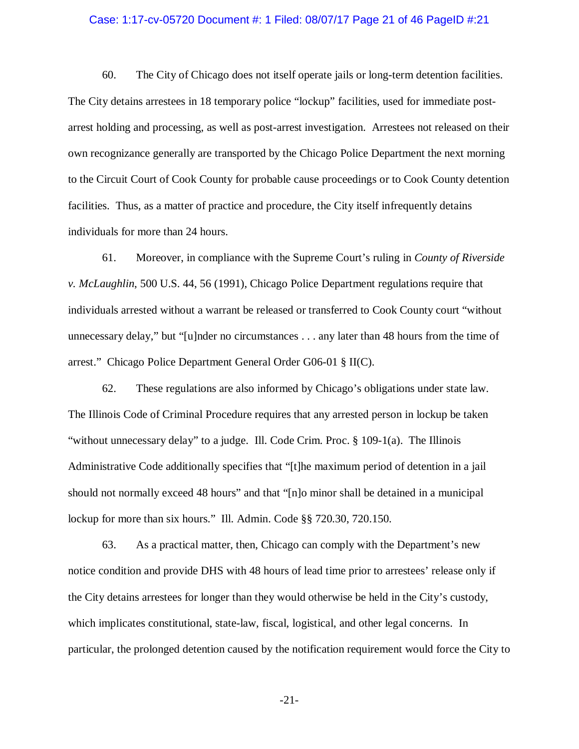60. The City of Chicago does not itself operate jails or long-term detention facilities. The City detains arrestees in 18 temporary police "lockup" facilities, used for immediate post-arrest holding and processing, as well as post-arrest investigation. Arrestees not released on their own recognizance generally are transported by the Chicago Police Department the next morning to the Circuit Court of Cook County for probable cause proceedings or to Cook County detention facilities. Thus, as a matter of practice and procedure, the City itself infrequently detains individuals for more than 24 hours.

61. Moreover, in compliance with the Supreme Court's ruling in *County of Riverside v. McLaughlin*, 500 U.S. 44, 56 (1991), Chicago Police Department regulations require that individuals arrested without a warrant be released or transferred to Cook County court "without unnecessary delay," but "[u]nder no circumstances . . . any later than 48 hours from the time of arrest." Chicago Police Department General Order G06-01 § II(C).

62. These regulations are also informed by Chicago's obligations under state law. The Illinois Code of Criminal Procedure requires that any arrested person in lockup be taken "without unnecessary delay" to a judge. Ill. Code Crim. Proc. § 109-1(a). The Illinois Administrative Code additionally specifies that "[t]he maximum period of detention in a jail should not normally exceed 48 hours" and that "[n]o minor shall be detained in a municipal lockup for more than six hours." Ill. Admin. Code §§ 720.30, 720.150.

63. As a practical matter, then, Chicago can comply with the Department's new notice condition and provide DHS with 48 hours of lead time prior to arrestees' release only if the City detains arrestees for longer than they would otherwise be held in the City's custody, which implicates constitutional, state-law, fiscal, logistical, and other legal concerns. In particular, the prolonged detention caused by the notification requirement would force the City to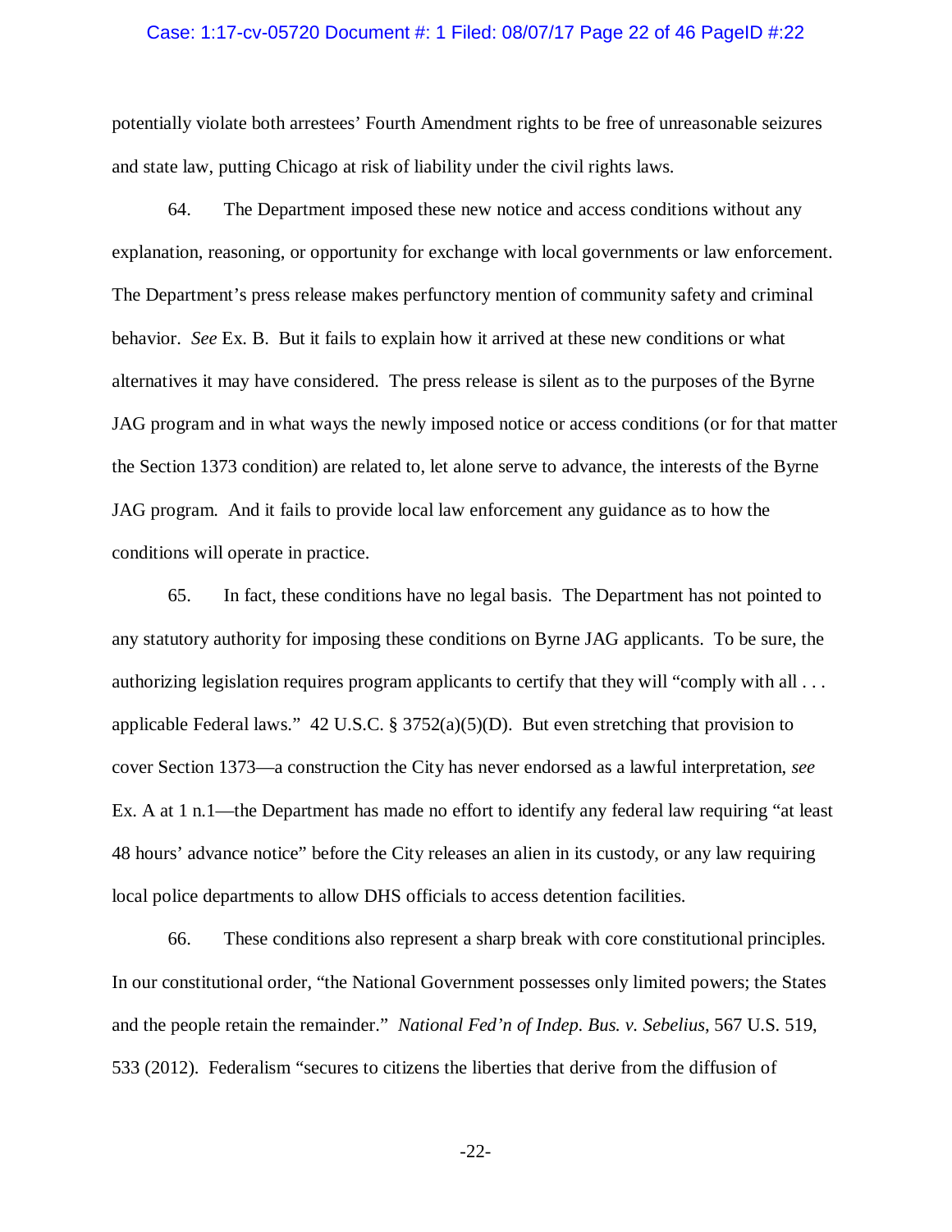potentially violate both arrestees' Fourth Amendment rights to be free of unreasonable seizures and state law, putting Chicago at risk of liability under the civil rights laws.

64. The Department imposed these new notice and access conditions without any explanation, reasoning, or opportunity for exchange with local governments or law enforcement. The Department's press release makes perfunctory mention of community safety and criminal behavior. *See* Ex. B. But it fails to explain how it arrived at these new conditions or what alternatives it may have considered. The press release is silent as to the purposes of the Byrne JAG program and in what ways the newly imposed notice or access conditions (or for that matter the Section 1373 condition) are related to, let alone serve to advance, the interests of the Byrne JAG program. And it fails to provide local law enforcement any guidance as to how the conditions will operate in practice.

65. In fact, these conditions have no legal basis. The Department has not pointed to any statutory authority for imposing these conditions on Byrne JAG applicants. To be sure, the authorizing legislation requires program applicants to certify that they will "comply with all . . . applicable Federal laws." 42 U.S.C. § 3752(a)(5)(D). But even stretching that provision to cover Section 1373—a construction the City has never endorsed as a lawful interpretation, *see* Ex. A at 1 n.1—the Department has made no effort to identify any federal law requiring "at least 48 hours' advance notice" before the City releases an alien in its custody, or any law requiring local police departments to allow DHS officials to access detention facilities.

66. These conditions also represent a sharp break with core constitutional principles. In our constitutional order, "the National Government possesses only limited powers; the States and the people retain the remainder." *National Fed'n of Indep. Bus. v. Sebelius*, 567 U.S. 519, 533 (2012). Federalism "secures to citizens the liberties that derive from the diffusion of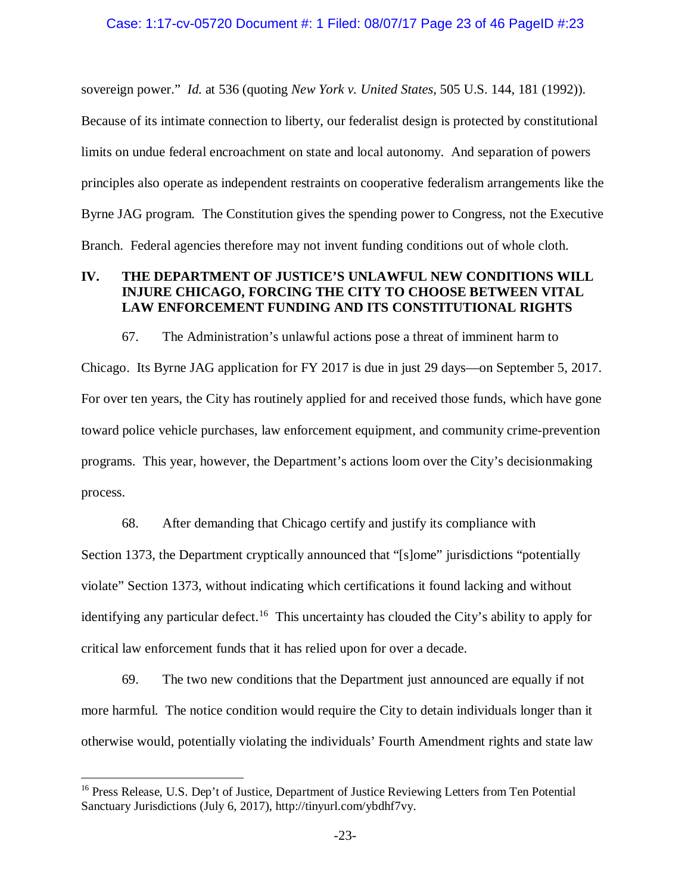sovereign power." *Id.* at 536 (quoting *New York v. United States*, 505 U.S. 144, 181 (1992)). Because of its intimate connection to liberty, our federalist design is protected by constitutional limits on undue federal encroachment on state and local autonomy. And separation of powers principles also operate as independent restraints on cooperative federalism arrangements like the Byrne JAG program. The Constitution gives the spending power to Congress, not the Executive Branch. Federal agencies therefore may not invent funding conditions out of whole cloth.

## IV. THE DEPARTMENT OF JUSTICE'S UNLAWFUL NEW CONDITIONS WILL INJURE CHICAGO, FORCING THE CITY TO CHOOSE BETWEEN VITAL LAW ENFORCEMENT FUNDING AND ITS CONSTITUTIONAL RIGHTS

67. The Administration's unlawful actions pose a threat of imminent harm to Chicago. Its Byrne JAG application for FY 2017 is due in just 29 days—on September 5, 2017. For over ten years, the City has routinely applied for and received those funds, which have gone toward police vehicle purchases, law enforcement equipment, and community crime-prevention programs. This year, however, the Department's actions loom over the City's decisionmaking process.

68. After demanding that Chicago certify and justify its compliance with Section 1373, the Department cryptically announced that "[s]ome" jurisdictions "potentially violate" Section 1373, without indicating which certifications it found lacking and without identifying any particular defect.[16] This uncertainty has clouded the City's ability to apply for critical law enforcement funds that it has relied upon for over a decade.

69. The two new conditions that the Department just announced are equally if not more harmful. The notice condition would require the City to detain individuals longer than it otherwise would, potentially violating the individuals' Fourth Amendment rights and state law

[16] Press Release, U.S. Dep't of Justice, Department of Justice Reviewing Letters from Ten Potential Sanctuary Jurisdictions (July 6, 2017), http://tinyurl.com/ybdhf7vy.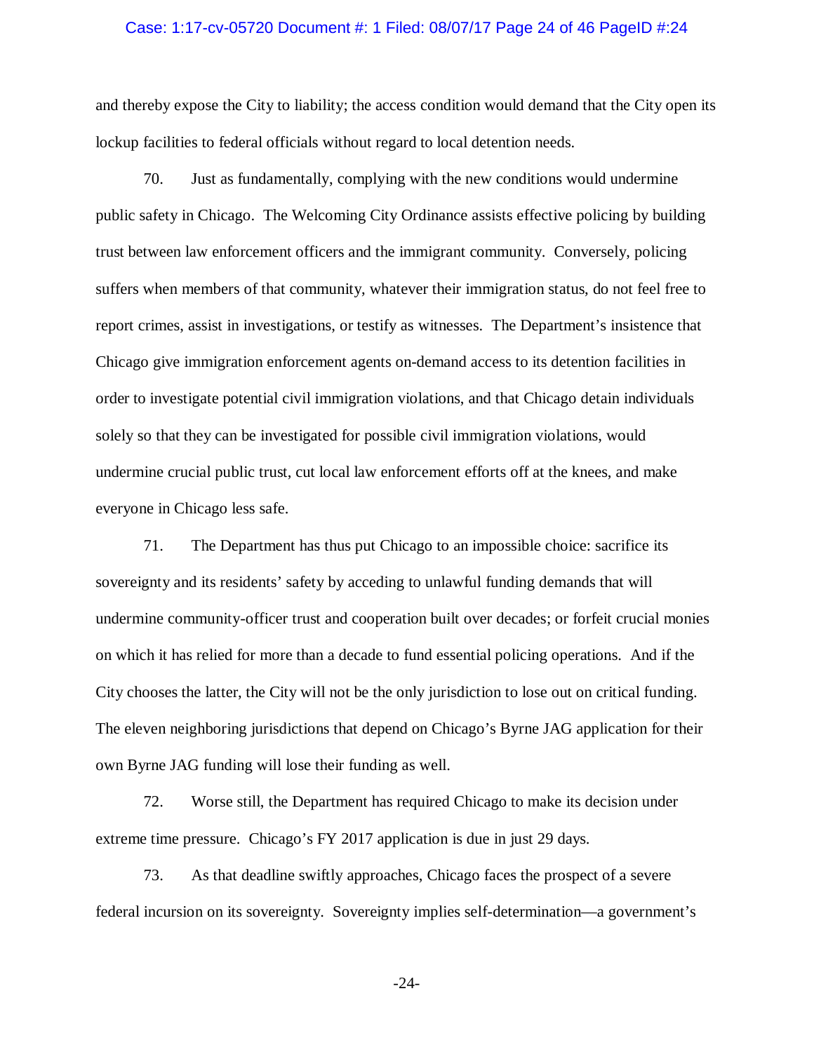and thereby expose the City to liability; the access condition would demand that the City open its lockup facilities to federal officials without regard to local detention needs.

70. Just as fundamentally, complying with the new conditions would undermine public safety in Chicago. The Welcoming City Ordinance assists effective policing by building trust between law enforcement officers and the immigrant community. Conversely, policing suffers when members of that community, whatever their immigration status, do not feel free to report crimes, assist in investigations, or testify as witnesses. The Department's insistence that Chicago give immigration enforcement agents on-demand access to its detention facilities in order to investigate potential civil immigration violations, and that Chicago detain individuals solely so that they can be investigated for possible civil immigration violations, would undermine crucial public trust, cut local law enforcement efforts off at the knees, and make everyone in Chicago less safe.

71. The Department has thus put Chicago to an impossible choice: sacrifice its sovereignty and its residents' safety by acceding to unlawful funding demands that will undermine community-officer trust and cooperation built over decades; or forfeit crucial monies on which it has relied for more than a decade to fund essential policing operations. And if the City chooses the latter, the City will not be the only jurisdiction to lose out on critical funding. The eleven neighboring jurisdictions that depend on Chicago's Byrne JAG application for their own Byrne JAG funding will lose their funding as well.

72. Worse still, the Department has required Chicago to make its decision under extreme time pressure. Chicago's FY 2017 application is due in just 29 days.

73. As that deadline swiftly approaches, Chicago faces the prospect of a severe federal incursion on its sovereignty. Sovereignty implies self-determination—a government's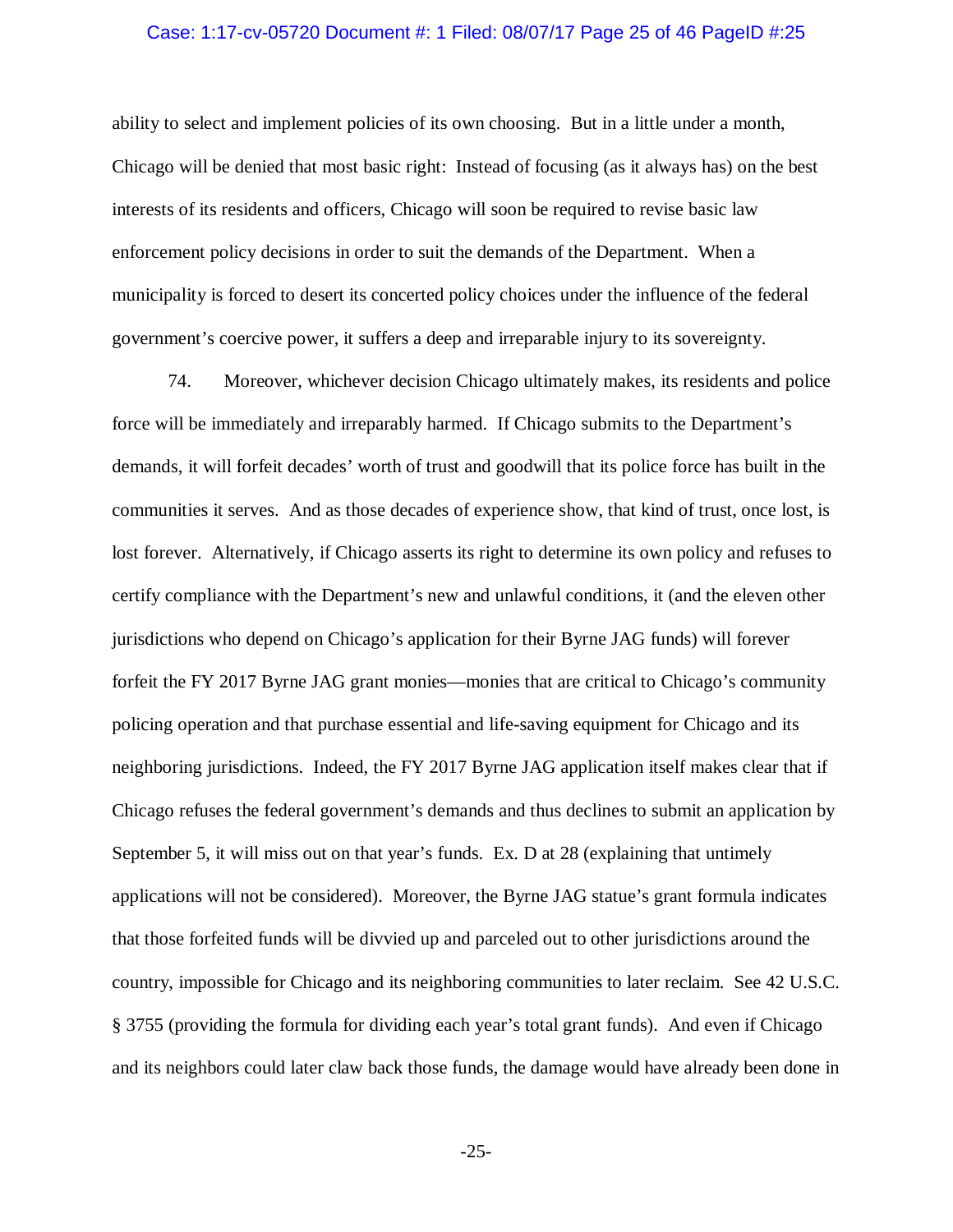ability to select and implement policies of its own choosing. But in a little under a month, Chicago will be denied that most basic right: Instead of focusing (as it always has) on the best interests of its residents and officers, Chicago will soon be required to revise basic law enforcement policy decisions in order to suit the demands of the Department. When a municipality is forced to desert its concerted policy choices under the influence of the federal government's coercive power, it suffers a deep and irreparable injury to its sovereignty.

74. Moreover, whichever decision Chicago ultimately makes, its residents and police force will be immediately and irreparably harmed. If Chicago submits to the Department's demands, it will forfeit decades' worth of trust and goodwill that its police force has built in the communities it serves. And as those decades of experience show, that kind of trust, once lost, is lost forever. Alternatively, if Chicago asserts its right to determine its own policy and refuses to certify compliance with the Department's new and unlawful conditions, it (and the eleven other jurisdictions who depend on Chicago's application for their Byrne JAG funds) will forever forfeit the FY 2017 Byrne JAG grant monies—monies that are critical to Chicago's community policing operation and that purchase essential and life-saving equipment for Chicago and its neighboring jurisdictions. Indeed, the FY 2017 Byrne JAG application itself makes clear that if Chicago refuses the federal government's demands and thus declines to submit an application by September 5, it will miss out on that year's funds. Ex. D at 28 (explaining that untimely applications will not be considered). Moreover, the Byrne JAG statue's grant formula indicates that those forfeited funds will be divvied up and parceled out to other jurisdictions around the country, impossible for Chicago and its neighboring communities to later reclaim. See 42 U.S.C. § 3755 (providing the formula for dividing each year's total grant funds). And even if Chicago and its neighbors could later claw back those funds, the damage would have already been done in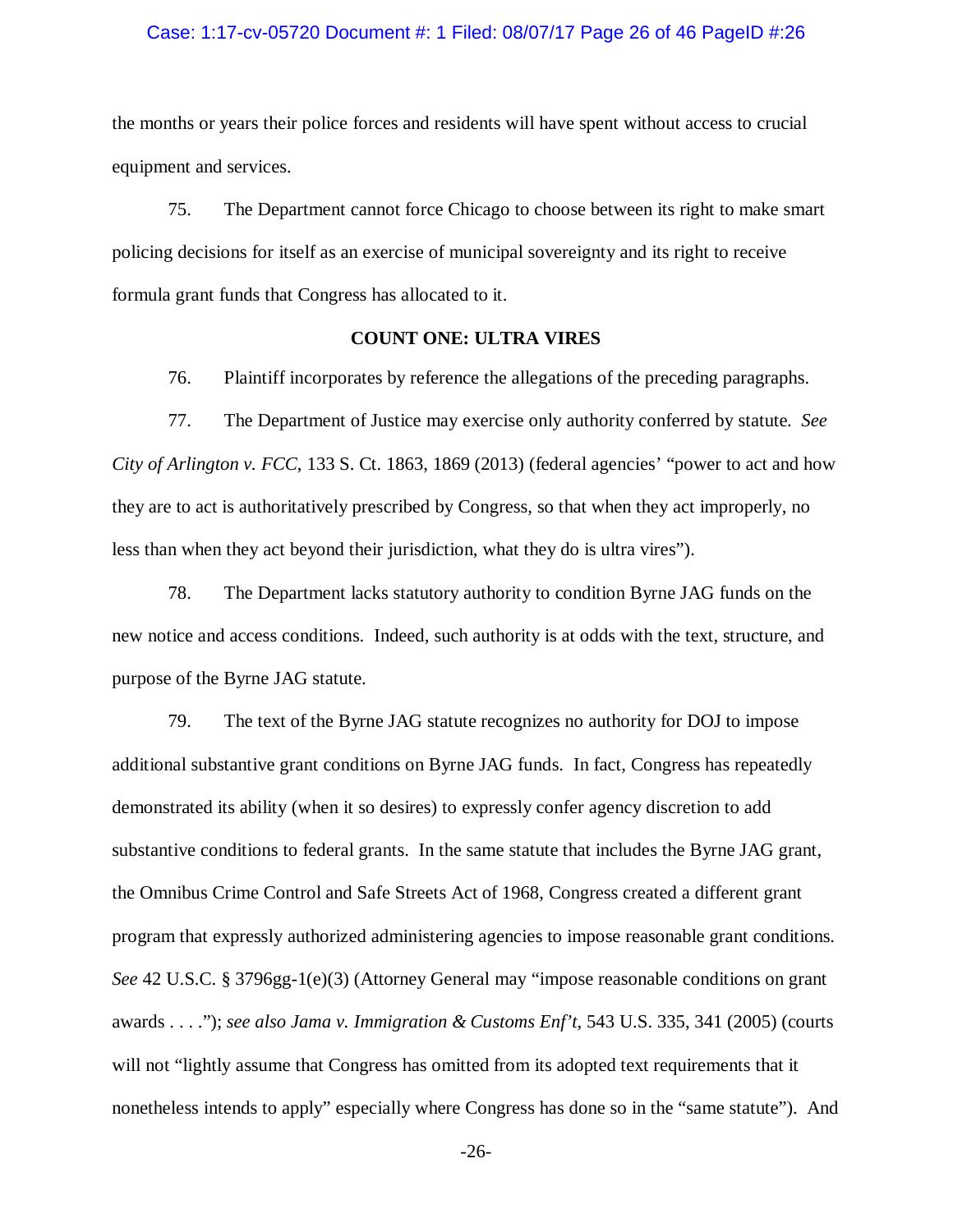the months or years their police forces and residents will have spent without access to crucial equipment and services.

75. The Department cannot force Chicago to choose between its right to make smart policing decisions for itself as an exercise of municipal sovereignty and its right to receive formula grant funds that Congress has allocated to it.

**COUNT ONE: ULTRA VIRES**

76. Plaintiff incorporates by reference the allegations of the preceding paragraphs.

77. The Department of Justice may exercise only authority conferred by statute. *See City of Arlington v. FCC*, 133 S. Ct. 1863, 1869 (2013) (federal agencies' "power to act and how they are to act is authoritatively prescribed by Congress, so that when they act improperly, no less than when they act beyond their jurisdiction, what they do is ultra vires").

78. The Department lacks statutory authority to condition Byrne JAG funds on the new notice and access conditions. Indeed, such authority is at odds with the text, structure, and purpose of the Byrne JAG statute.

79. The text of the Byrne JAG statute recognizes no authority for DOJ to impose additional substantive grant conditions on Byrne JAG funds. In fact, Congress has repeatedly demonstrated its ability (when it so desires) to expressly confer agency discretion to add substantive conditions to federal grants. In the same statute that includes the Byrne JAG grant, the Omnibus Crime Control and Safe Streets Act of 1968, Congress created a different grant program that expressly authorized administering agencies to impose reasonable grant conditions. *See* 42 U.S.C. § 3796gg-1(e)(3) (Attorney General may "impose reasonable conditions on grant awards . . . ."); *see also Jama v. Immigration & Customs Enf't*, 543 U.S. 335, 341 (2005) (courts will not "lightly assume that Congress has omitted from its adopted text requirements that it nonetheless intends to apply" especially where Congress has done so in the "same statute"). And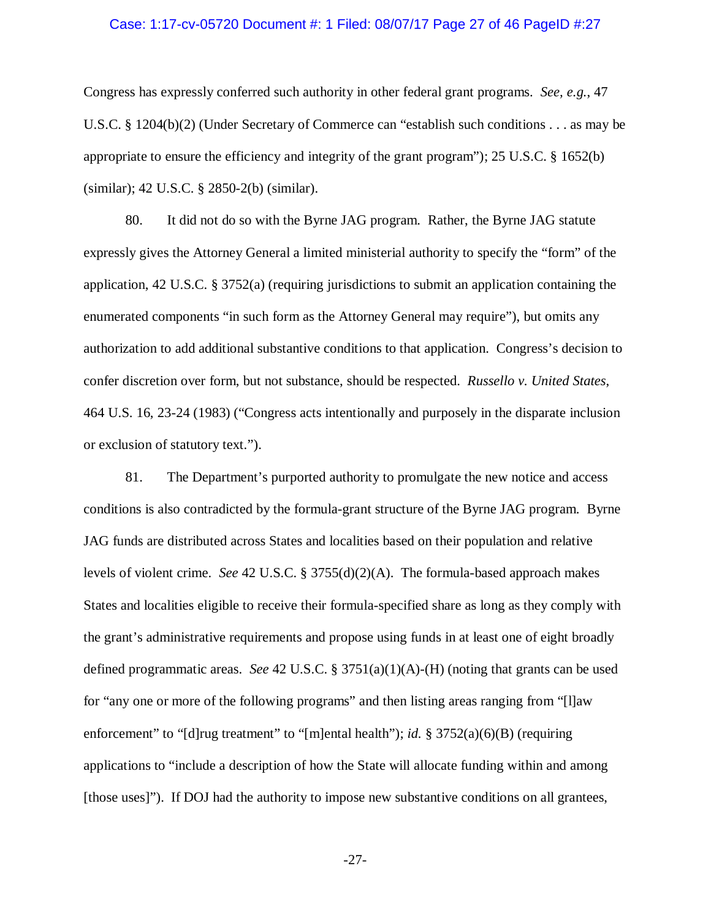Congress has expressly conferred such authority in other federal grant programs. *See, e.g.*, 47 U.S.C. § 1204(b)(2) (Under Secretary of Commerce can "establish such conditions . . . as may be appropriate to ensure the efficiency and integrity of the grant program"); 25 U.S.C. § 1652(b) (similar); 42 U.S.C. § 2850-2(b) (similar).

80. It did not do so with the Byrne JAG program. Rather, the Byrne JAG statute expressly gives the Attorney General a limited ministerial authority to specify the "form" of the application, 42 U.S.C. § 3752(a) (requiring jurisdictions to submit an application containing the enumerated components "in such form as the Attorney General may require"), but omits any authorization to add additional substantive conditions to that application. Congress's decision to confer discretion over form, but not substance, should be respected. *Russello v. United States*, 464 U.S. 16, 23-24 (1983) ("Congress acts intentionally and purposely in the disparate inclusion or exclusion of statutory text.").

81. The Department's purported authority to promulgate the new notice and access conditions is also contradicted by the formula-grant structure of the Byrne JAG program. Byrne JAG funds are distributed across States and localities based on their population and relative levels of violent crime. *See* 42 U.S.C. § 3755(d)(2)(A). The formula-based approach makes States and localities eligible to receive their formula-specified share as long as they comply with the grant's administrative requirements and propose using funds in at least one of eight broadly defined programmatic areas. *See* 42 U.S.C. § 3751(a)(1)(A)-(H) (noting that grants can be used for "any one or more of the following programs" and then listing areas ranging from "[l]aw enforcement" to "[d]rug treatment" to "[m]ental health"); *id.* § 3752(a)(6)(B) (requiring applications to "include a description of how the State will allocate funding within and among [those uses]"). If DOJ had the authority to impose new substantive conditions on all grantees,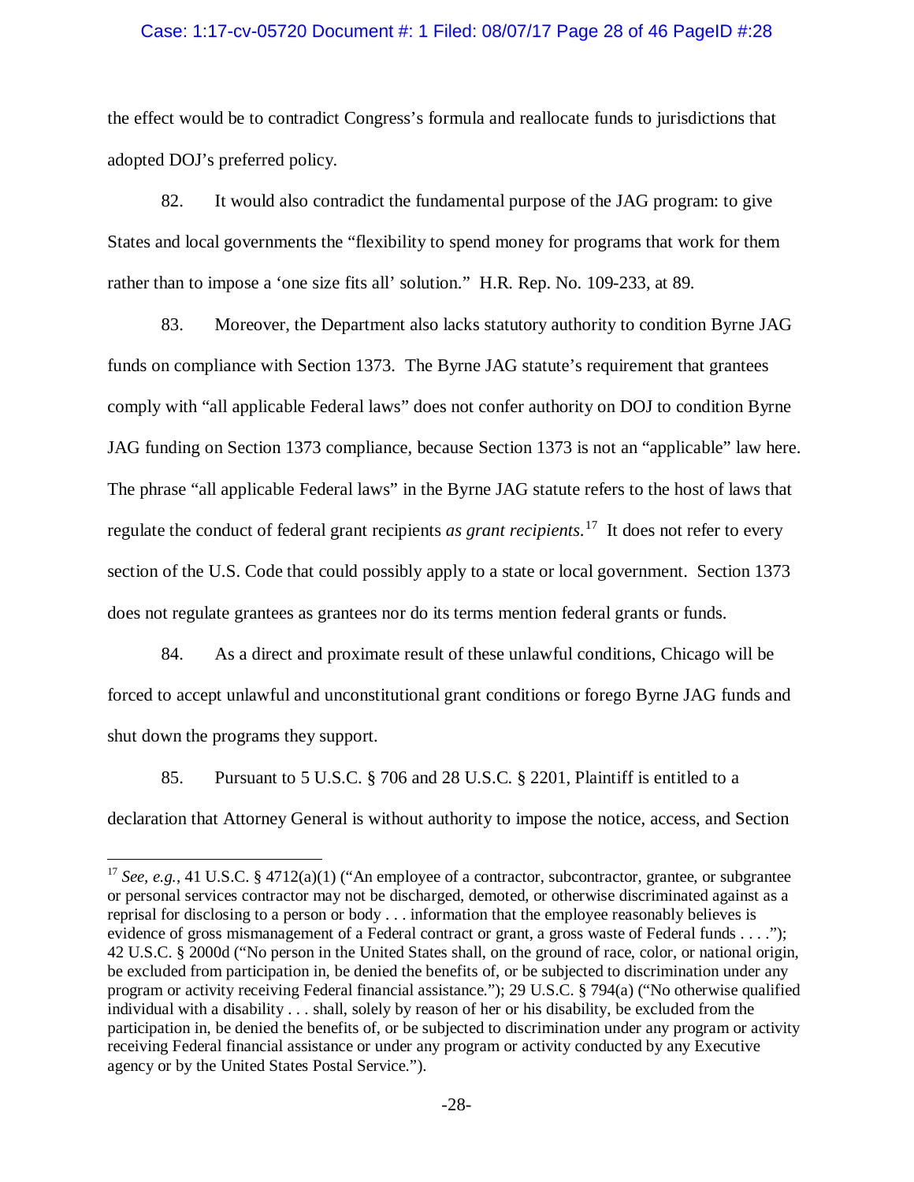the effect would be to contradict Congress's formula and reallocate funds to jurisdictions that adopted DOJ's preferred policy.

82. It would also contradict the fundamental purpose of the JAG program: to give States and local governments the "flexibility to spend money for programs that work for them rather than to impose a 'one size fits all' solution." H.R. Rep. No. 109-233, at 89.

83. Moreover, the Department also lacks statutory authority to condition Byrne JAG funds on compliance with Section 1373. The Byrne JAG statute's requirement that grantees comply with "all applicable Federal laws" does not confer authority on DOJ to condition Byrne JAG funding on Section 1373 compliance, because Section 1373 is not an "applicable" law here. The phrase "all applicable Federal laws" in the Byrne JAG statute refers to the host of laws that regulate the conduct of federal grant recipients *as grant recipients*.[17] It does not refer to every section of the U.S. Code that could possibly apply to a state or local government. Section 1373 does not regulate grantees as grantees nor do its terms mention federal grants or funds.

84. As a direct and proximate result of these unlawful conditions, Chicago will be forced to accept unlawful and unconstitutional grant conditions or forego Byrne JAG funds and shut down the programs they support.

85. Pursuant to 5 U.S.C. § 706 and 28 U.S.C. § 2201, Plaintiff is entitled to a declaration that Attorney General is without authority to impose the notice, access, and Section

[17] *See, e.g.*, 41 U.S.C. § 4712(a)(1) ("An employee of a contractor, subcontractor, grantee, or subgrantee or personal services contractor may not be discharged, demoted, or otherwise discriminated against as a reprisal for disclosing to a person or body . . . information that the employee reasonably believes is evidence of gross mismanagement of a Federal contract or grant, a gross waste of Federal funds . . . ."); 42 U.S.C. § 2000d ("No person in the United States shall, on the ground of race, color, or national origin, be excluded from participation in, be denied the benefits of, or be subjected to discrimination under any program or activity receiving Federal financial assistance."); 29 U.S.C. § 794(a) ("No otherwise qualified individual with a disability . . . shall, solely by reason of her or his disability, be excluded from the participation in, be denied the benefits of, or be subjected to discrimination under any program or activity receiving Federal financial assistance or under any program or activity conducted by any Executive agency or by the United States Postal Service.").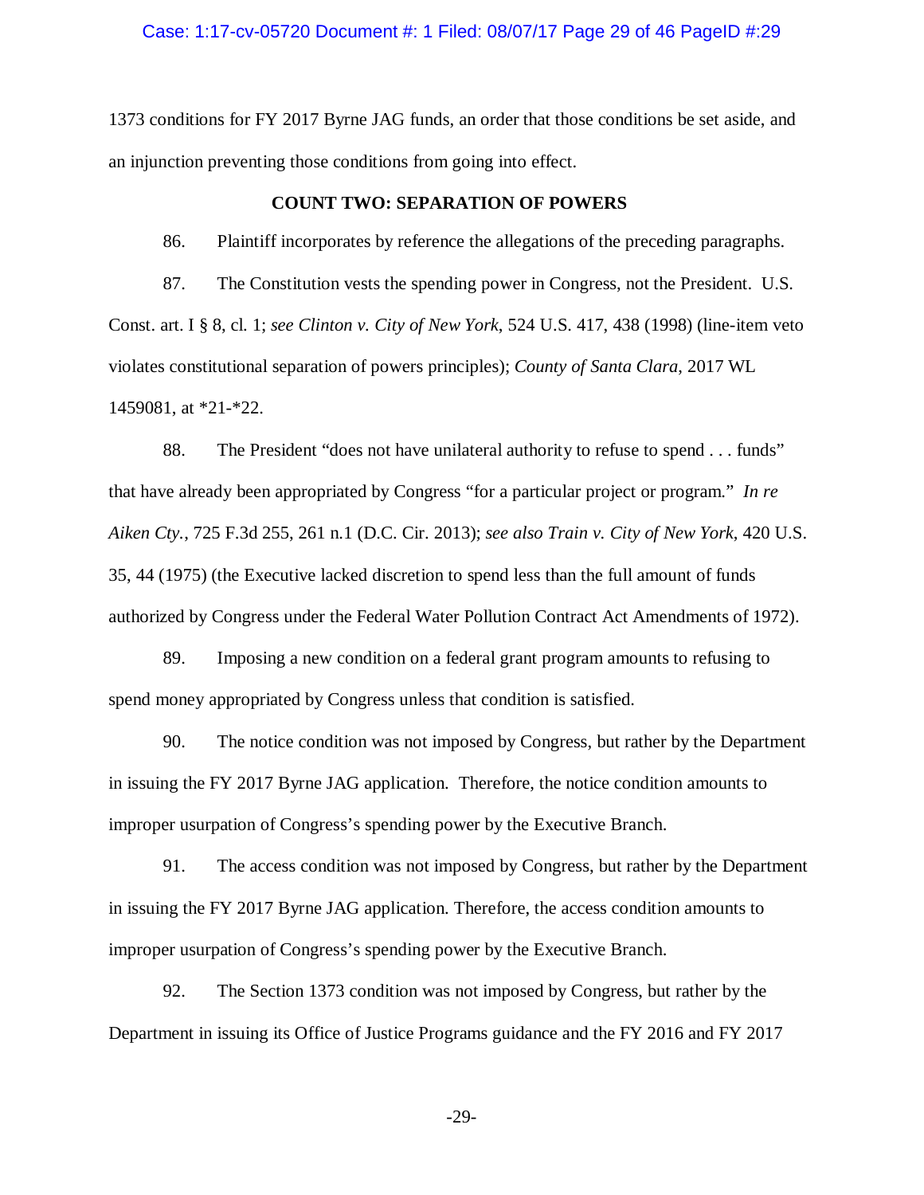1373 conditions for FY 2017 Byrne JAG funds, an order that those conditions be set aside, and an injunction preventing those conditions from going into effect.

**COUNT TWO: SEPARATION OF POWERS**

86. Plaintiff incorporates by reference the allegations of the preceding paragraphs.

87. The Constitution vests the spending power in Congress, not the President. U.S. Const. art. I § 8, cl. 1; *see Clinton v. City of New York*, 524 U.S. 417, 438 (1998) (line-item veto violates constitutional separation of powers principles); *County of Santa Clara*, 2017 WL 1459081, at *21-*22.

88. The President "does not have unilateral authority to refuse to spend . . . funds" that have already been appropriated by Congress "for a particular project or program." *In re Aiken Cty.*, 725 F.3d 255, 261 n.1 (D.C. Cir. 2013); *see also Train v. City of New York*, 420 U.S. 35, 44 (1975) (the Executive lacked discretion to spend less than the full amount of funds authorized by Congress under the Federal Water Pollution Contract Act Amendments of 1972).

89. Imposing a new condition on a federal grant program amounts to refusing to spend money appropriated by Congress unless that condition is satisfied.

90. The notice condition was not imposed by Congress, but rather by the Department in issuing the FY 2017 Byrne JAG application. Therefore, the notice condition amounts to improper usurpation of Congress's spending power by the Executive Branch.

91. The access condition was not imposed by Congress, but rather by the Department in issuing the FY 2017 Byrne JAG application. Therefore, the access condition amounts to improper usurpation of Congress's spending power by the Executive Branch.

92. The Section 1373 condition was not imposed by Congress, but rather by the Department in issuing its Office of Justice Programs guidance and the FY 2016 and FY 2017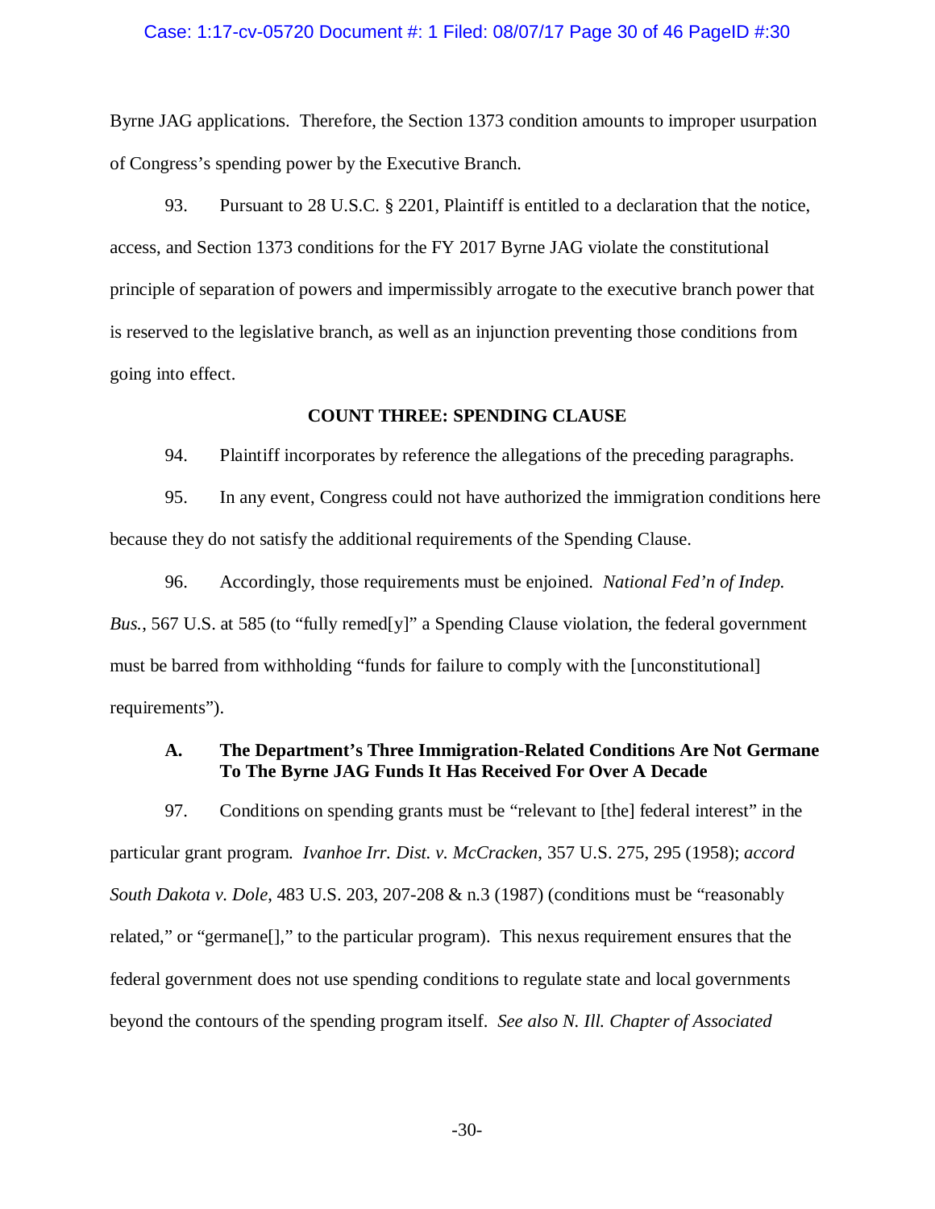Byrne JAG applications. Therefore, the Section 1373 condition amounts to improper usurpation of Congress's spending power by the Executive Branch.

93. Pursuant to 28 U.S.C. § 2201, Plaintiff is entitled to a declaration that the notice, access, and Section 1373 conditions for the FY 2017 Byrne JAG violate the constitutional principle of separation of powers and impermissibly arrogate to the executive branch power that is reserved to the legislative branch, as well as an injunction preventing those conditions from going into effect.

## COUNT THREE: SPENDING CLAUSE

94. Plaintiff incorporates by reference the allegations of the preceding paragraphs.

95. In any event, Congress could not have authorized the immigration conditions here because they do not satisfy the additional requirements of the Spending Clause.

96. Accordingly, those requirements must be enjoined. *National Fed'n of Indep. Bus.*, 567 U.S. at 585 (to "fully remed[y]" a Spending Clause violation, the federal government must be barred from withholding "funds for failure to comply with the [unconstitutional] requirements").

### A. The Department's Three Immigration-Related Conditions Are Not Germane To The Byrne JAG Funds It Has Received For Over A Decade

97. Conditions on spending grants must be "relevant to [the] federal interest" in the particular grant program. *Ivanhoe Irr. Dist. v. McCracken*, 357 U.S. 275, 295 (1958); *accord South Dakota v. Dole*, 483 U.S. 203, 207-208 & n.3 (1987) (conditions must be "reasonably related," or "germane[]," to the particular program). This nexus requirement ensures that the federal government does not use spending conditions to regulate state and local governments beyond the contours of the spending program itself. *See also N. Ill. Chapter of Associated*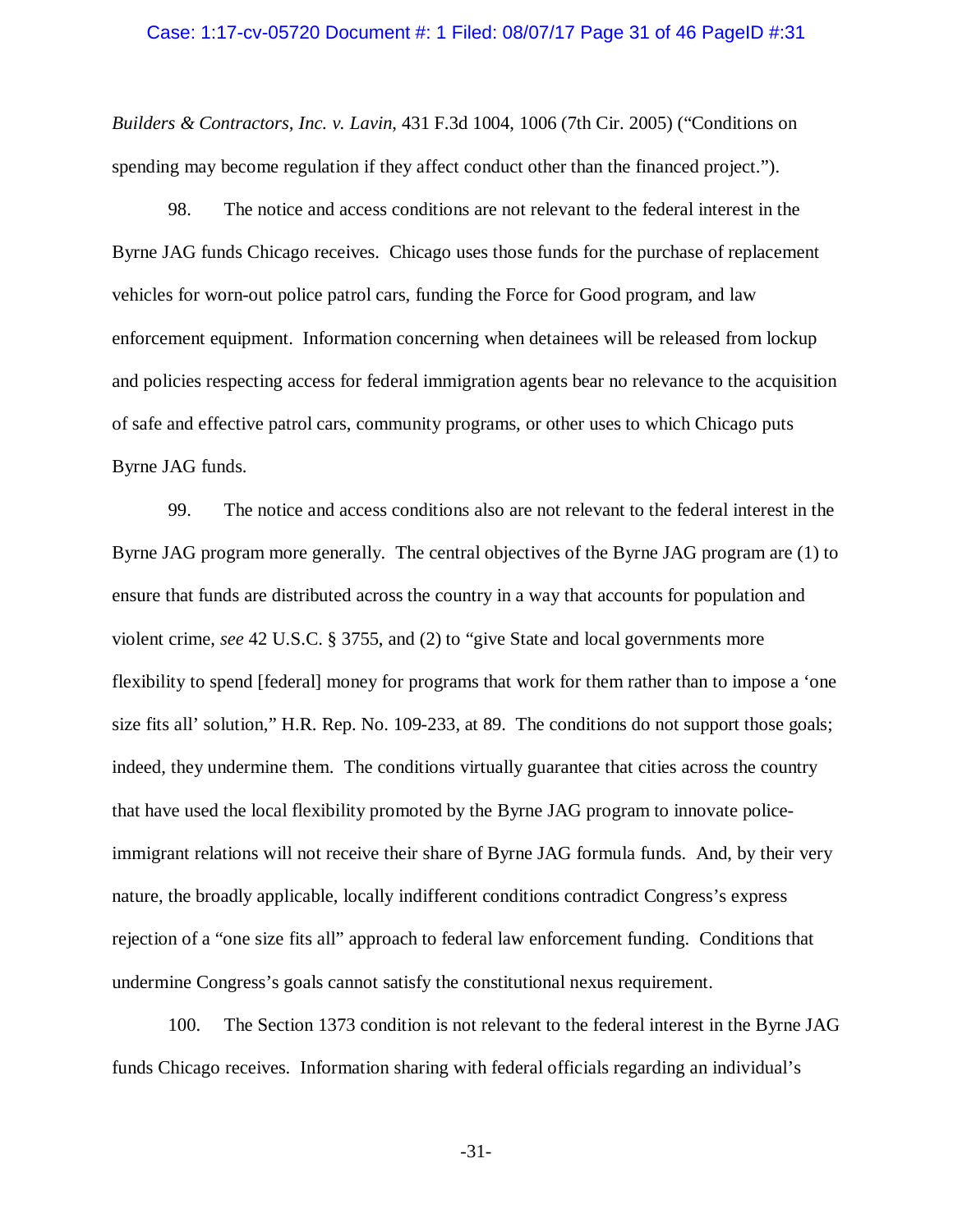*Builders & Contractors, Inc. v. Lavin*, 431 F.3d 1004, 1006 (7th Cir. 2005) ("Conditions on spending may become regulation if they affect conduct other than the financed project.").

98. The notice and access conditions are not relevant to the federal interest in the Byrne JAG funds Chicago receives. Chicago uses those funds for the purchase of replacement vehicles for worn-out police patrol cars, funding the Force for Good program, and law enforcement equipment. Information concerning when detainees will be released from lockup and policies respecting access for federal immigration agents bear no relevance to the acquisition of safe and effective patrol cars, community programs, or other uses to which Chicago puts Byrne JAG funds.

99. The notice and access conditions also are not relevant to the federal interest in the Byrne JAG program more generally. The central objectives of the Byrne JAG program are (1) to ensure that funds are distributed across the country in a way that accounts for population and violent crime, *see* 42 U.S.C. § 3755, and (2) to "give State and local governments more flexibility to spend [federal] money for programs that work for them rather than to impose a 'one size fits all' solution," H.R. Rep. No. 109-233, at 89. The conditions do not support those goals; indeed, they undermine them. The conditions virtually guarantee that cities across the country that have used the local flexibility promoted by the Byrne JAG program to innovate police-immigrant relations will not receive their share of Byrne JAG formula funds. And, by their very nature, the broadly applicable, locally indifferent conditions contradict Congress's express rejection of a "one size fits all" approach to federal law enforcement funding. Conditions that undermine Congress's goals cannot satisfy the constitutional nexus requirement.

100. The Section 1373 condition is not relevant to the federal interest in the Byrne JAG funds Chicago receives. Information sharing with federal officials regarding an individual's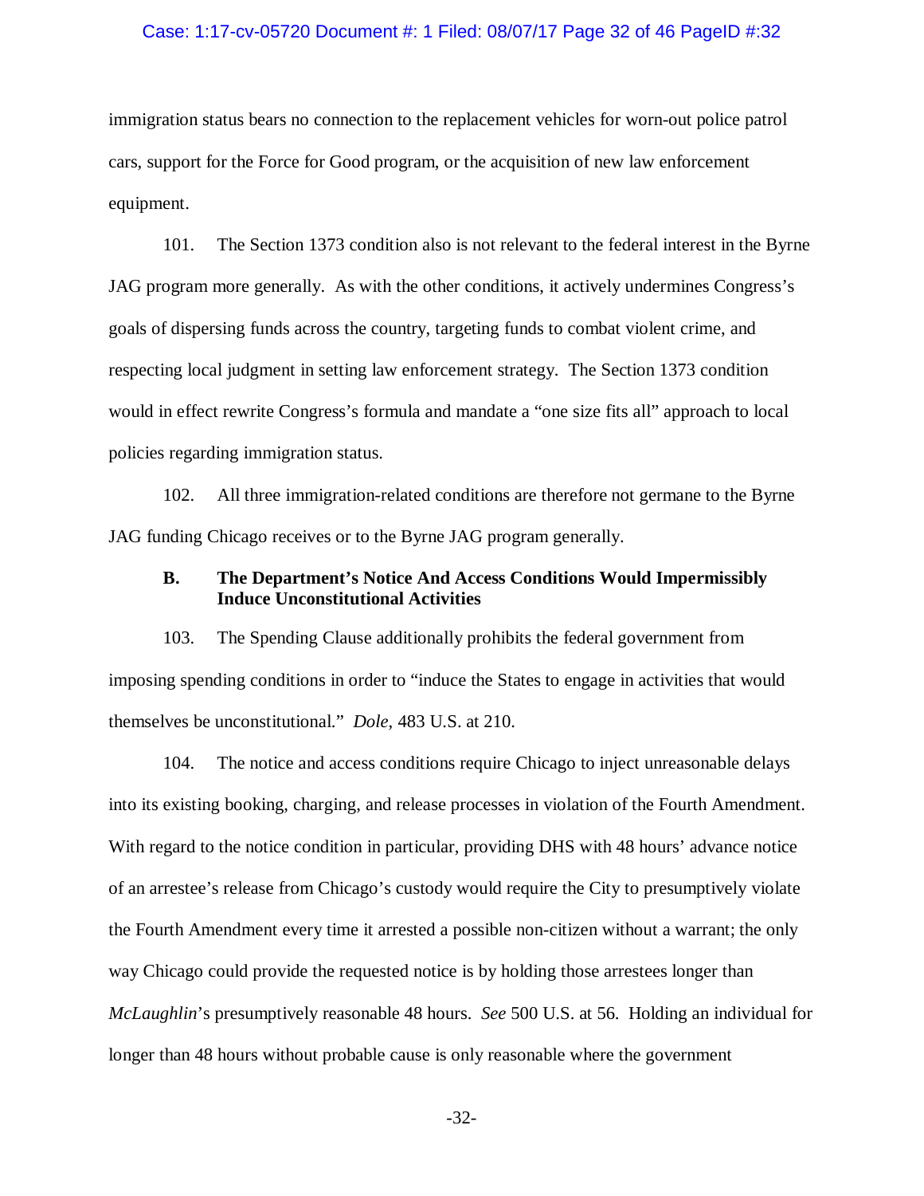immigration status bears no connection to the replacement vehicles for worn-out police patrol cars, support for the Force for Good program, or the acquisition of new law enforcement equipment.

101. The Section 1373 condition also is not relevant to the federal interest in the Byrne JAG program more generally. As with the other conditions, it actively undermines Congress's goals of dispersing funds across the country, targeting funds to combat violent crime, and respecting local judgment in setting law enforcement strategy. The Section 1373 condition would in effect rewrite Congress's formula and mandate a "one size fits all" approach to local policies regarding immigration status.

102. All three immigration-related conditions are therefore not germane to the Byrne JAG funding Chicago receives or to the Byrne JAG program generally.

### B. The Department's Notice And Access Conditions Would Impermissibly Induce Unconstitutional Activities

103. The Spending Clause additionally prohibits the federal government from imposing spending conditions in order to "induce the States to engage in activities that would themselves be unconstitutional." *Dole*, 483 U.S. at 210.

104. The notice and access conditions require Chicago to inject unreasonable delays into its existing booking, charging, and release processes in violation of the Fourth Amendment. With regard to the notice condition in particular, providing DHS with 48 hours' advance notice of an arrestee's release from Chicago's custody would require the City to presumptively violate the Fourth Amendment every time it arrested a possible non-citizen without a warrant; the only way Chicago could provide the requested notice is by holding those arrestees longer than *McLaughlin*'s presumptively reasonable 48 hours. *See* 500 U.S. at 56. Holding an individual for longer than 48 hours without probable cause is only reasonable where the government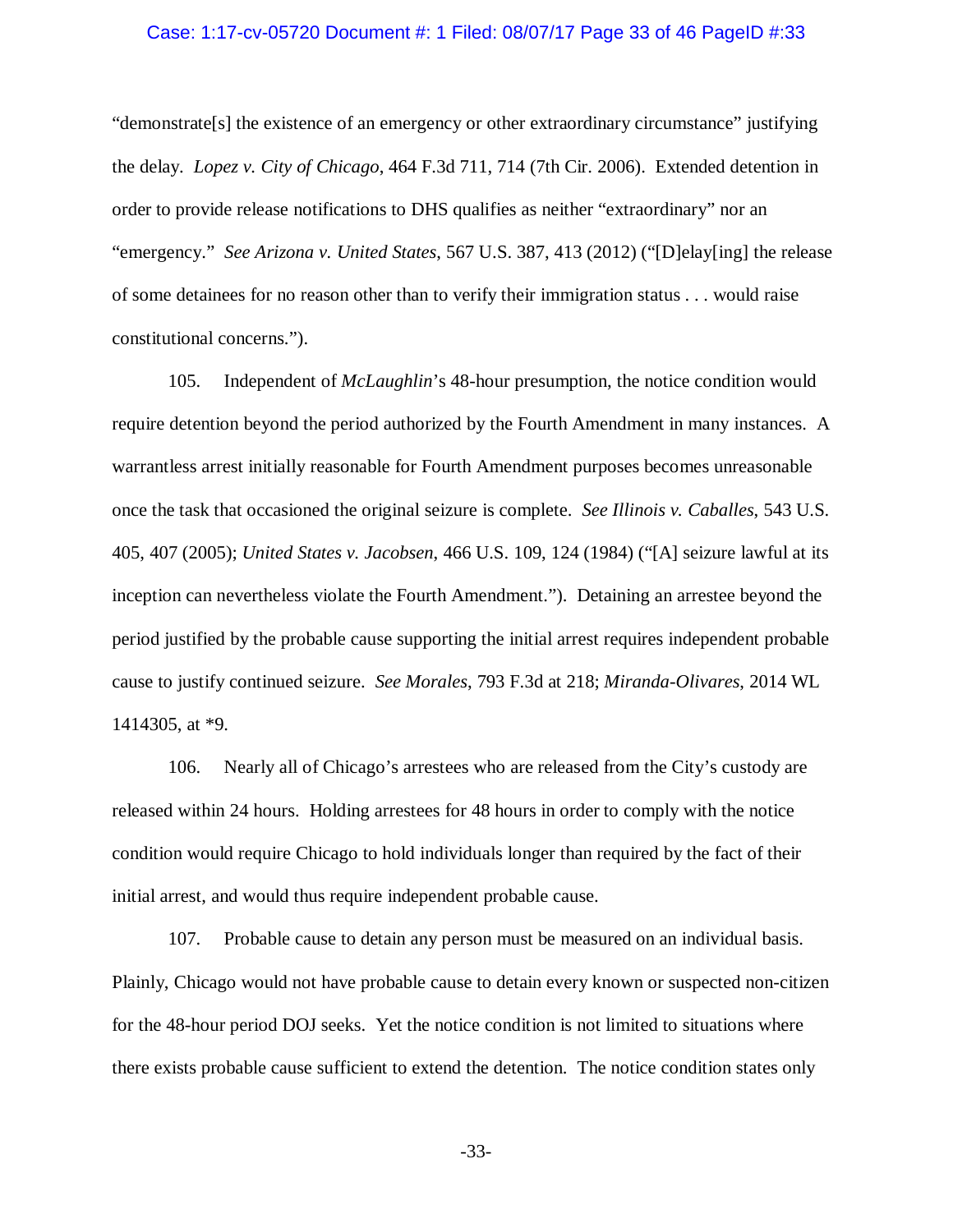"demonstrate[s] the existence of an emergency or other extraordinary circumstance" justifying the delay. *Lopez v. City of Chicago*, 464 F.3d 711, 714 (7th Cir. 2006). Extended detention in order to provide release notifications to DHS qualifies as neither "extraordinary" nor an "emergency." *See Arizona v. United States*, 567 U.S. 387, 413 (2012) ("[D]elay[ing] the release of some detainees for no reason other than to verify their immigration status . . . would raise constitutional concerns.").

105. Independent of *McLaughlin*'s 48-hour presumption, the notice condition would require detention beyond the period authorized by the Fourth Amendment in many instances. A warrantless arrest initially reasonable for Fourth Amendment purposes becomes unreasonable once the task that occasioned the original seizure is complete. *See Illinois v. Caballes*, 543 U.S. 405, 407 (2005); *United States v. Jacobsen*, 466 U.S. 109, 124 (1984) ("[A] seizure lawful at its inception can nevertheless violate the Fourth Amendment."). Detaining an arrestee beyond the period justified by the probable cause supporting the initial arrest requires independent probable cause to justify continued seizure. *See Morales*, 793 F.3d at 218; *Miranda-Olivares*, 2014 WL 1414305, at *9.

106. Nearly all of Chicago's arrestees who are released from the City's custody are released within 24 hours. Holding arrestees for 48 hours in order to comply with the notice condition would require Chicago to hold individuals longer than required by the fact of their initial arrest, and would thus require independent probable cause.

107. Probable cause to detain any person must be measured on an individual basis. Plainly, Chicago would not have probable cause to detain every known or suspected non-citizen for the 48-hour period DOJ seeks. Yet the notice condition is not limited to situations where there exists probable cause sufficient to extend the detention. The notice condition states only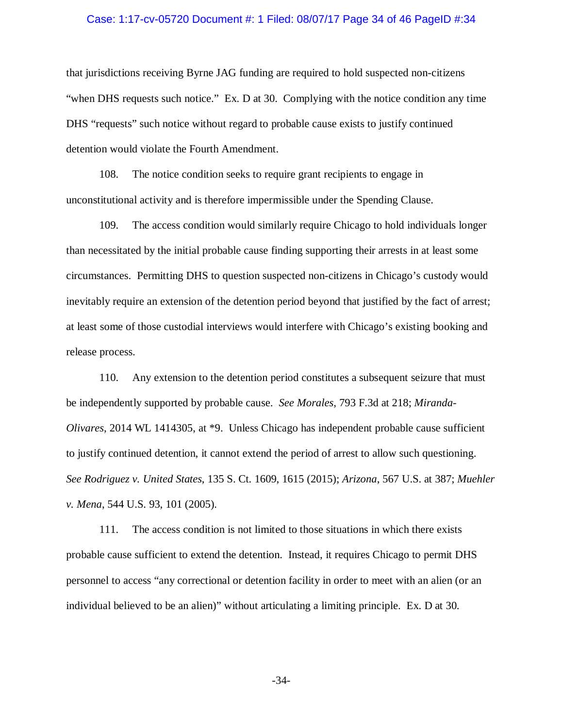that jurisdictions receiving Byrne JAG funding are required to hold suspected non-citizens "when DHS requests such notice." Ex. D at 30. Complying with the notice condition any time DHS "requests" such notice without regard to probable cause exists to justify continued detention would violate the Fourth Amendment.

108. The notice condition seeks to require grant recipients to engage in unconstitutional activity and is therefore impermissible under the Spending Clause.

109. The access condition would similarly require Chicago to hold individuals longer than necessitated by the initial probable cause finding supporting their arrests in at least some circumstances. Permitting DHS to question suspected non-citizens in Chicago's custody would inevitably require an extension of the detention period beyond that justified by the fact of arrest; at least some of those custodial interviews would interfere with Chicago's existing booking and release process.

110. Any extension to the detention period constitutes a subsequent seizure that must be independently supported by probable cause. *See Morales*, 793 F.3d at 218; *Miranda-Olivares*, 2014 WL 1414305, at *9. Unless Chicago has independent probable cause sufficient to justify continued detention, it cannot extend the period of arrest to allow such questioning. *See Rodriguez v. United States*, 135 S. Ct. 1609, 1615 (2015); *Arizona*, 567 U.S. at 387; *Muehler v. Mena*, 544 U.S. 93, 101 (2005).

111. The access condition is not limited to those situations in which there exists probable cause sufficient to extend the detention. Instead, it requires Chicago to permit DHS personnel to access "any correctional or detention facility in order to meet with an alien (or an individual believed to be an alien)" without articulating a limiting principle. Ex. D at 30.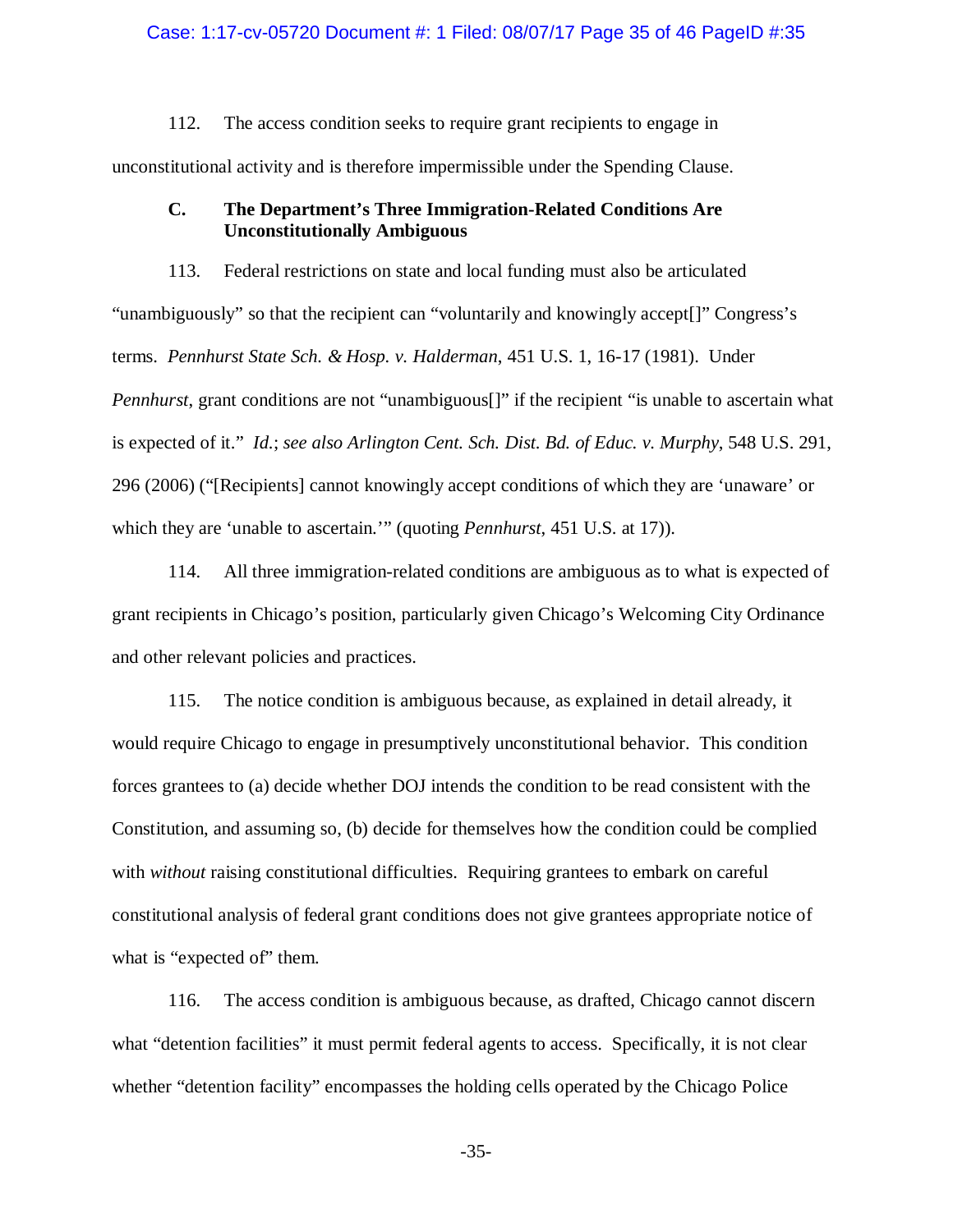112. The access condition seeks to require grant recipients to engage in unconstitutional activity and is therefore impermissible under the Spending Clause.

### C. The Department's Three Immigration-Related Conditions Are Unconstitutionally Ambiguous

113. Federal restrictions on state and local funding must also be articulated "unambiguously" so that the recipient can "voluntarily and knowingly accept[]" Congress's terms. *Pennhurst State Sch. & Hosp. v. Halderman*, 451 U.S. 1, 16-17 (1981). Under *Pennhurst*, grant conditions are not "unambiguous[]" if the recipient "is unable to ascertain what is expected of it." *Id.*; *see also Arlington Cent. Sch. Dist. Bd. of Educ. v. Murphy*, 548 U.S. 291, 296 (2006) ("[Recipients] cannot knowingly accept conditions of which they are 'unaware' or which they are 'unable to ascertain.'" (quoting *Pennhurst*, 451 U.S. at 17)).

114. All three immigration-related conditions are ambiguous as to what is expected of grant recipients in Chicago's position, particularly given Chicago's Welcoming City Ordinance and other relevant policies and practices.

115. The notice condition is ambiguous because, as explained in detail already, it would require Chicago to engage in presumptively unconstitutional behavior. This condition forces grantees to (a) decide whether DOJ intends the condition to be read consistent with the Constitution, and assuming so, (b) decide for themselves how the condition could be complied with *without* raising constitutional difficulties. Requiring grantees to embark on careful constitutional analysis of federal grant conditions does not give grantees appropriate notice of what is "expected of" them.

116. The access condition is ambiguous because, as drafted, Chicago cannot discern what "detention facilities" it must permit federal agents to access. Specifically, it is not clear whether "detention facility" encompasses the holding cells operated by the Chicago Police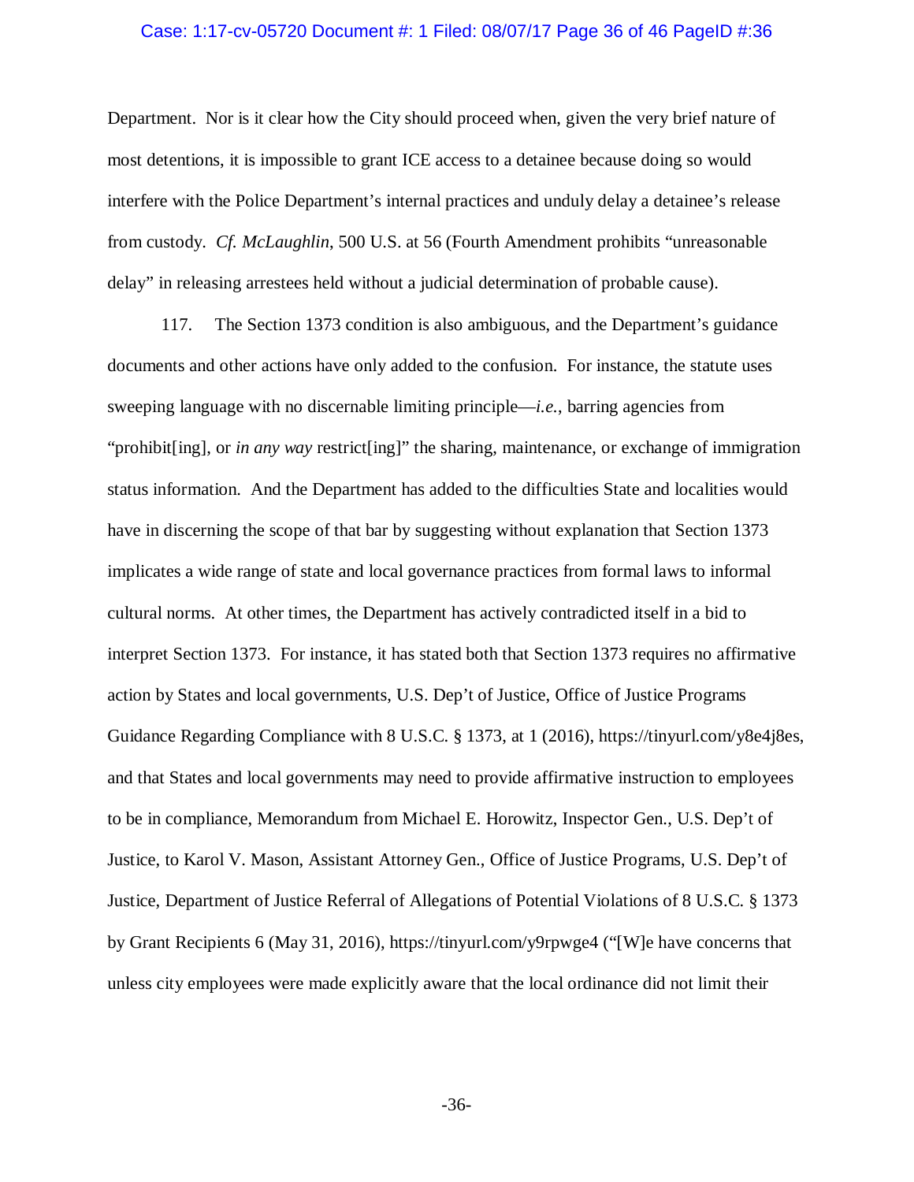Department. Nor is it clear how the City should proceed when, given the very brief nature of most detentions, it is impossible to grant ICE access to a detainee because doing so would interfere with the Police Department's internal practices and unduly delay a detainee's release from custody. *Cf. McLaughlin*, 500 U.S. at 56 (Fourth Amendment prohibits "unreasonable delay" in releasing arrestees held without a judicial determination of probable cause).

117. The Section 1373 condition is also ambiguous, and the Department's guidance documents and other actions have only added to the confusion. For instance, the statute uses sweeping language with no discernable limiting principle—*i.e.*, barring agencies from "prohibit[ing], or *in any way* restrict[ing]" the sharing, maintenance, or exchange of immigration status information. And the Department has added to the difficulties State and localities would have in discerning the scope of that bar by suggesting without explanation that Section 1373 implicates a wide range of state and local governance practices from formal laws to informal cultural norms. At other times, the Department has actively contradicted itself in a bid to interpret Section 1373. For instance, it has stated both that Section 1373 requires no affirmative action by States and local governments, U.S. Dep't of Justice, Office of Justice Programs Guidance Regarding Compliance with 8 U.S.C. § 1373, at 1 (2016), https://tinyurl.com/y8e4j8es, and that States and local governments may need to provide affirmative instruction to employees to be in compliance, Memorandum from Michael E. Horowitz, Inspector Gen., U.S. Dep't of Justice, to Karol V. Mason, Assistant Attorney Gen., Office of Justice Programs, U.S. Dep't of Justice, Department of Justice Referral of Allegations of Potential Violations of 8 U.S.C. § 1373 by Grant Recipients 6 (May 31, 2016), https://tinyurl.com/y9rpwge4 ("[W]e have concerns that unless city employees were made explicitly aware that the local ordinance did not limit their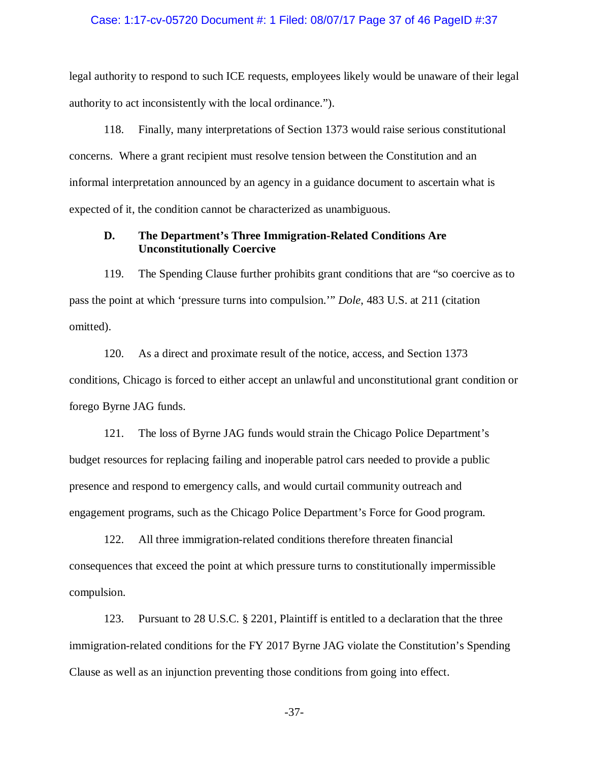legal authority to respond to such ICE requests, employees likely would be unaware of their legal authority to act inconsistently with the local ordinance.").

118. Finally, many interpretations of Section 1373 would raise serious constitutional concerns. Where a grant recipient must resolve tension between the Constitution and an informal interpretation announced by an agency in a guidance document to ascertain what is expected of it, the condition cannot be characterized as unambiguous.

### D. The Department's Three Immigration-Related Conditions Are Unconstitutionally Coercive

119. The Spending Clause further prohibits grant conditions that are "so coercive as to pass the point at which 'pressure turns into compulsion.'" *Dole*, 483 U.S. at 211 (citation omitted).

120. As a direct and proximate result of the notice, access, and Section 1373 conditions, Chicago is forced to either accept an unlawful and unconstitutional grant condition or forego Byrne JAG funds.

121. The loss of Byrne JAG funds would strain the Chicago Police Department's budget resources for replacing failing and inoperable patrol cars needed to provide a public presence and respond to emergency calls, and would curtail community outreach and engagement programs, such as the Chicago Police Department's Force for Good program.

122. All three immigration-related conditions therefore threaten financial consequences that exceed the point at which pressure turns to constitutionally impermissible compulsion.

123. Pursuant to 28 U.S.C. § 2201, Plaintiff is entitled to a declaration that the three immigration-related conditions for the FY 2017 Byrne JAG violate the Constitution's Spending Clause as well as an injunction preventing those conditions from going into effect.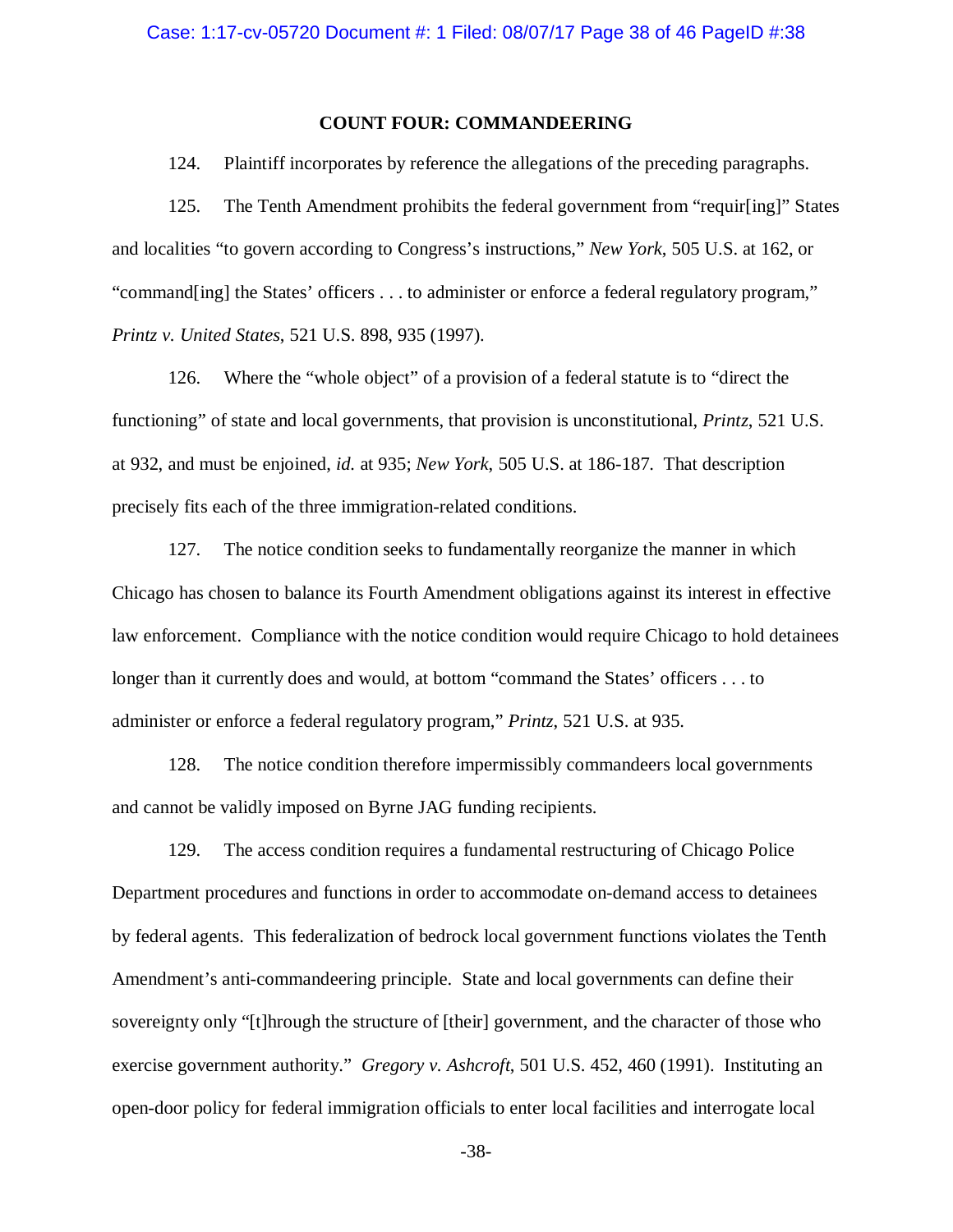## COUNT FOUR: COMMANDEERING

124. Plaintiff incorporates by reference the allegations of the preceding paragraphs.

125. The Tenth Amendment prohibits the federal government from "requir[ing]" States and localities "to govern according to Congress's instructions," *New York*, 505 U.S. at 162, or "command[ing] the States' officers . . . to administer or enforce a federal regulatory program," *Printz v. United States*, 521 U.S. 898, 935 (1997).

126. Where the "whole object" of a provision of a federal statute is to "direct the functioning" of state and local governments, that provision is unconstitutional, *Printz*, 521 U.S. at 932, and must be enjoined, *id.* at 935; *New York*, 505 U.S. at 186-187. That description precisely fits each of the three immigration-related conditions.

127. The notice condition seeks to fundamentally reorganize the manner in which Chicago has chosen to balance its Fourth Amendment obligations against its interest in effective law enforcement. Compliance with the notice condition would require Chicago to hold detainees longer than it currently does and would, at bottom "command the States' officers . . . to administer or enforce a federal regulatory program," *Printz*, 521 U.S. at 935.

128. The notice condition therefore impermissibly commandeers local governments and cannot be validly imposed on Byrne JAG funding recipients.

129. The access condition requires a fundamental restructuring of Chicago Police Department procedures and functions in order to accommodate on-demand access to detainees by federal agents. This federalization of bedrock local government functions violates the Tenth Amendment's anti-commandeering principle. State and local governments can define their sovereignty only "[t]hrough the structure of [their] government, and the character of those who exercise government authority." *Gregory v. Ashcroft*, 501 U.S. 452, 460 (1991). Instituting an open-door policy for federal immigration officials to enter local facilities and interrogate local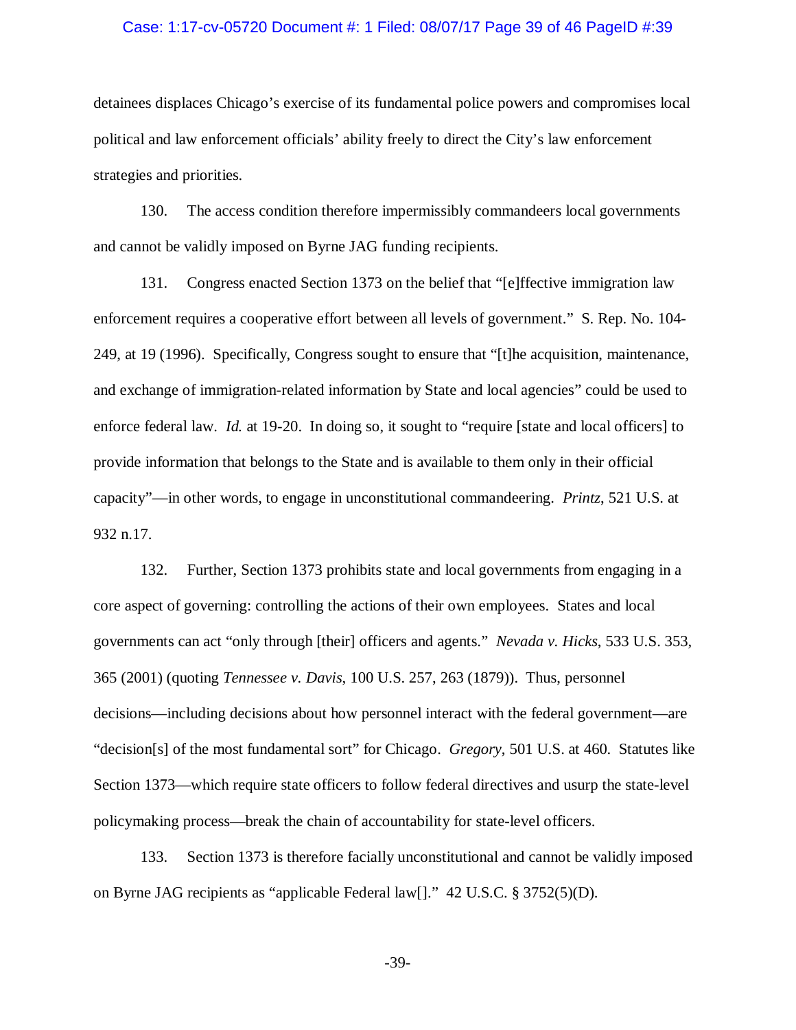detainees displaces Chicago's exercise of its fundamental police powers and compromises local political and law enforcement officials' ability freely to direct the City's law enforcement strategies and priorities.

130. The access condition therefore impermissibly commandeers local governments and cannot be validly imposed on Byrne JAG funding recipients.

131. Congress enacted Section 1373 on the belief that "[e]ffective immigration law enforcement requires a cooperative effort between all levels of government." S. Rep. No. 104-249, at 19 (1996). Specifically, Congress sought to ensure that "[t]he acquisition, maintenance, and exchange of immigration-related information by State and local agencies" could be used to enforce federal law. *Id.* at 19-20. In doing so, it sought to "require [state and local officers] to provide information that belongs to the State and is available to them only in their official capacity"—in other words, to engage in unconstitutional commandeering. *Printz*, 521 U.S. at 932 n.17.

132. Further, Section 1373 prohibits state and local governments from engaging in a core aspect of governing: controlling the actions of their own employees. States and local governments can act "only through [their] officers and agents." *Nevada v. Hicks*, 533 U.S. 353, 365 (2001) (quoting *Tennessee v. Davis*, 100 U.S. 257, 263 (1879)). Thus, personnel decisions—including decisions about how personnel interact with the federal government—are "decision[s] of the most fundamental sort" for Chicago. *Gregory*, 501 U.S. at 460. Statutes like Section 1373—which require state officers to follow federal directives and usurp the state-level policymaking process—break the chain of accountability for state-level officers.

133. Section 1373 is therefore facially unconstitutional and cannot be validly imposed on Byrne JAG recipients as "applicable Federal law[]." 42 U.S.C. § 3752(5)(D).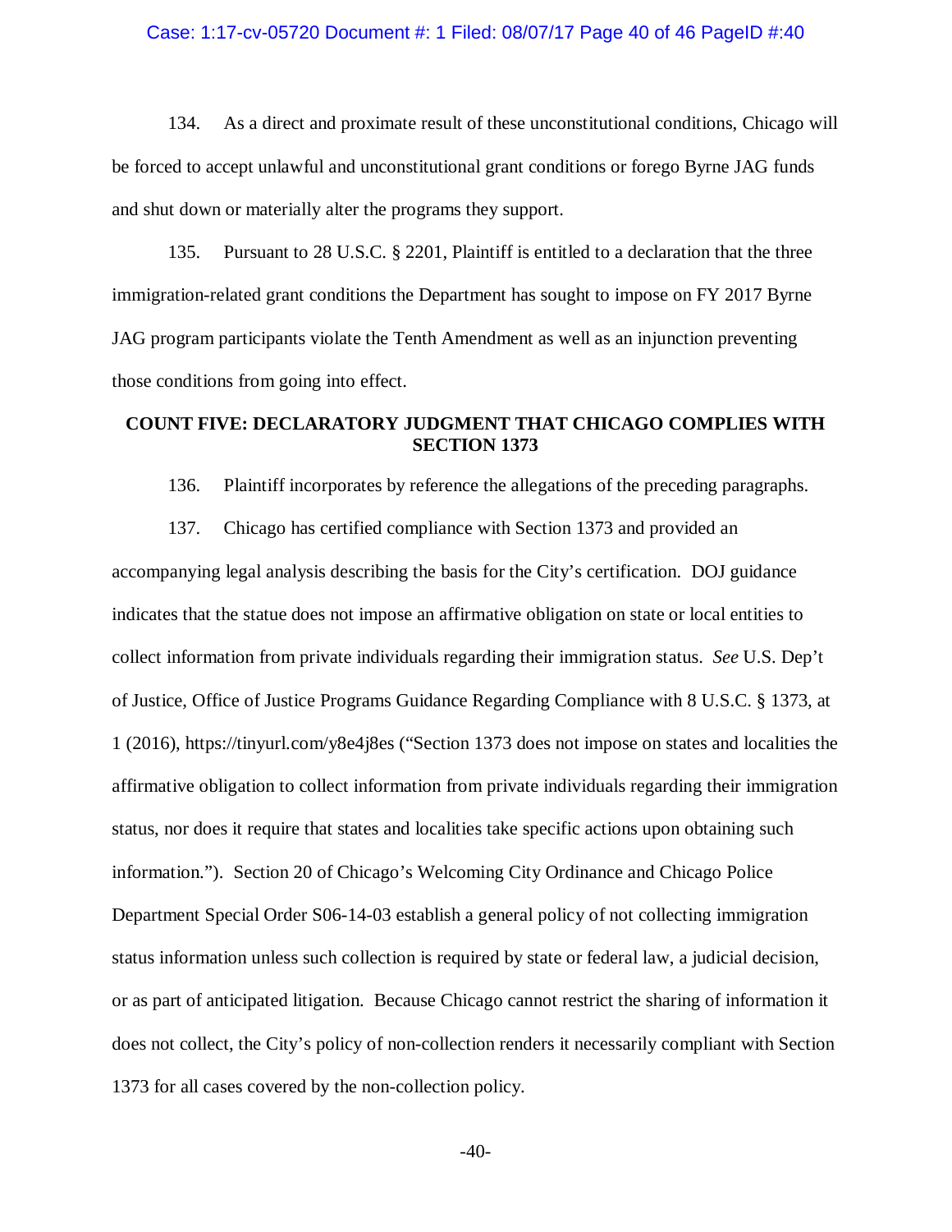134. As a direct and proximate result of these unconstitutional conditions, Chicago will be forced to accept unlawful and unconstitutional grant conditions or forego Byrne JAG funds and shut down or materially alter the programs they support.

135. Pursuant to 28 U.S.C. § 2201, Plaintiff is entitled to a declaration that the three immigration-related grant conditions the Department has sought to impose on FY 2017 Byrne JAG program participants violate the Tenth Amendment as well as an injunction preventing those conditions from going into effect.

## COUNT FIVE: DECLARATORY JUDGMENT THAT CHICAGO COMPLIES WITH SECTION 1373

136. Plaintiff incorporates by reference the allegations of the preceding paragraphs.

137. Chicago has certified compliance with Section 1373 and provided an accompanying legal analysis describing the basis for the City's certification. DOJ guidance indicates that the statue does not impose an affirmative obligation on state or local entities to collect information from private individuals regarding their immigration status. *See* U.S. Dep't of Justice, Office of Justice Programs Guidance Regarding Compliance with 8 U.S.C. § 1373, at 1 (2016), https://tinyurl.com/y8e4j8es ("Section 1373 does not impose on states and localities the affirmative obligation to collect information from private individuals regarding their immigration status, nor does it require that states and localities take specific actions upon obtaining such information."). Section 20 of Chicago's Welcoming City Ordinance and Chicago Police Department Special Order S06-14-03 establish a general policy of not collecting immigration status information unless such collection is required by state or federal law, a judicial decision, or as part of anticipated litigation. Because Chicago cannot restrict the sharing of information it does not collect, the City's policy of non-collection renders it necessarily compliant with Section 1373 for all cases covered by the non-collection policy.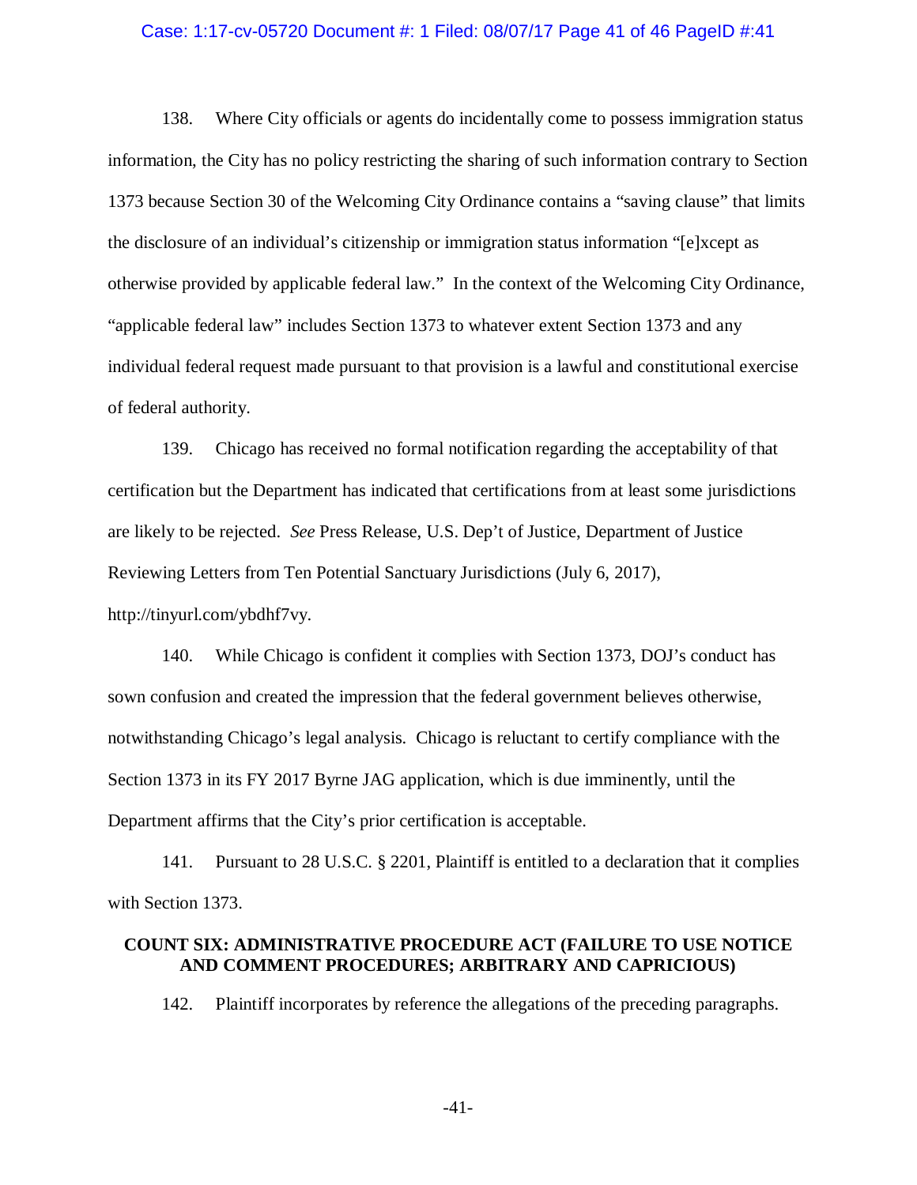138. Where City officials or agents do incidentally come to possess immigration status information, the City has no policy restricting the sharing of such information contrary to Section 1373 because Section 30 of the Welcoming City Ordinance contains a "saving clause" that limits the disclosure of an individual's citizenship or immigration status information "[e]xcept as otherwise provided by applicable federal law." In the context of the Welcoming City Ordinance, "applicable federal law" includes Section 1373 to whatever extent Section 1373 and any individual federal request made pursuant to that provision is a lawful and constitutional exercise of federal authority.

139. Chicago has received no formal notification regarding the acceptability of that certification but the Department has indicated that certifications from at least some jurisdictions are likely to be rejected. *See* Press Release, U.S. Dep't of Justice, Department of Justice Reviewing Letters from Ten Potential Sanctuary Jurisdictions (July 6, 2017), http://tinyurl.com/ybdhf7vy.

140. While Chicago is confident it complies with Section 1373, DOJ's conduct has sown confusion and created the impression that the federal government believes otherwise, notwithstanding Chicago's legal analysis. Chicago is reluctant to certify compliance with the Section 1373 in its FY 2017 Byrne JAG application, which is due imminently, until the Department affirms that the City's prior certification is acceptable.

141. Pursuant to 28 U.S.C. § 2201, Plaintiff is entitled to a declaration that it complies with Section 1373.

## COUNT SIX: ADMINISTRATIVE PROCEDURE ACT (FAILURE TO USE NOTICE AND COMMENT PROCEDURES; ARBITRARY AND CAPRICIOUS)

142. Plaintiff incorporates by reference the allegations of the preceding paragraphs.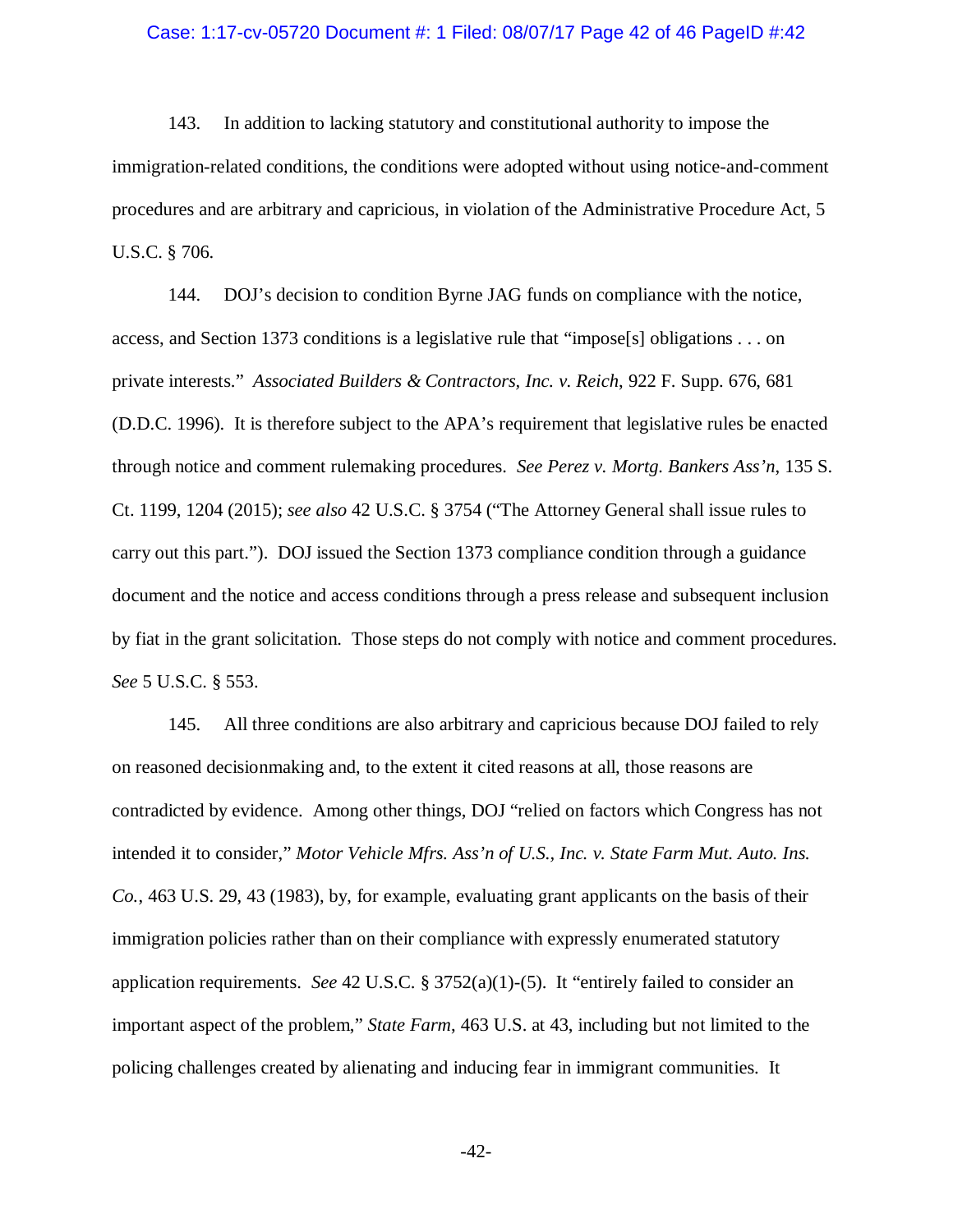143. In addition to lacking statutory and constitutional authority to impose the immigration-related conditions, the conditions were adopted without using notice-and-comment procedures and are arbitrary and capricious, in violation of the Administrative Procedure Act, 5 U.S.C. § 706.

144. DOJ's decision to condition Byrne JAG funds on compliance with the notice, access, and Section 1373 conditions is a legislative rule that "impose[s] obligations . . . on private interests." *Associated Builders & Contractors, Inc. v. Reich*, 922 F. Supp. 676, 681 (D.D.C. 1996). It is therefore subject to the APA's requirement that legislative rules be enacted through notice and comment rulemaking procedures. *See Perez v. Mortg. Bankers Ass'n*, 135 S. Ct. 1199, 1204 (2015); *see also* 42 U.S.C. § 3754 ("The Attorney General shall issue rules to carry out this part."). DOJ issued the Section 1373 compliance condition through a guidance document and the notice and access conditions through a press release and subsequent inclusion by fiat in the grant solicitation. Those steps do not comply with notice and comment procedures. *See* 5 U.S.C. § 553.

145. All three conditions are also arbitrary and capricious because DOJ failed to rely on reasoned decisionmaking and, to the extent it cited reasons at all, those reasons are contradicted by evidence. Among other things, DOJ "relied on factors which Congress has not intended it to consider," *Motor Vehicle Mfrs. Ass'n of U.S., Inc. v. State Farm Mut. Auto. Ins. Co.*, 463 U.S. 29, 43 (1983), by, for example, evaluating grant applicants on the basis of their immigration policies rather than on their compliance with expressly enumerated statutory application requirements. *See* 42 U.S.C. § 3752(a)(1)-(5). It "entirely failed to consider an important aspect of the problem," *State Farm*, 463 U.S. at 43, including but not limited to the policing challenges created by alienating and inducing fear in immigrant communities. It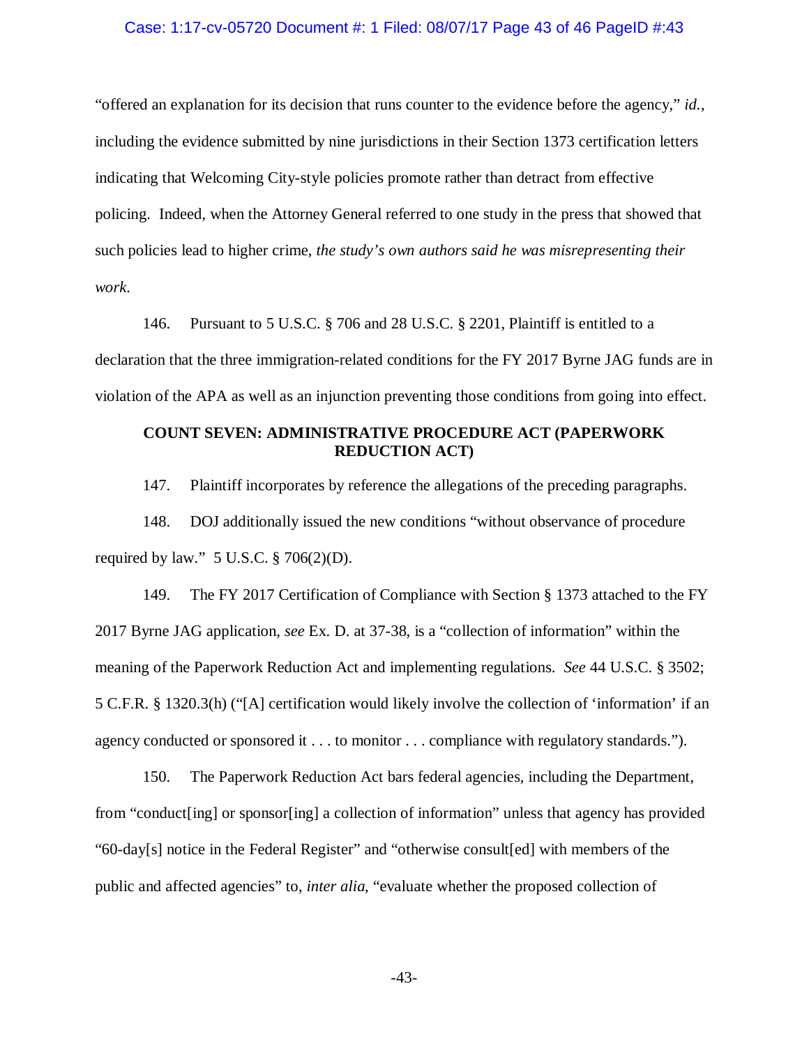"offered an explanation for its decision that runs counter to the evidence before the agency," *id.*, including the evidence submitted by nine jurisdictions in their Section 1373 certification letters indicating that Welcoming City-style policies promote rather than detract from effective policing. Indeed, when the Attorney General referred to one study in the press that showed that such policies lead to higher crime, *the study's own authors said he was misrepresenting their work*.

146. Pursuant to 5 U.S.C. § 706 and 28 U.S.C. § 2201, Plaintiff is entitled to a declaration that the three immigration-related conditions for the FY 2017 Byrne JAG funds are in violation of the APA as well as an injunction preventing those conditions from going into effect.

## COUNT SEVEN: ADMINISTRATIVE PROCEDURE ACT (PAPERWORK REDUCTION ACT)

147. Plaintiff incorporates by reference the allegations of the preceding paragraphs.

148. DOJ additionally issued the new conditions "without observance of procedure required by law." 5 U.S.C. § 706(2)(D).

149. The FY 2017 Certification of Compliance with Section § 1373 attached to the FY 2017 Byrne JAG application, *see* Ex. D. at 37-38, is a "collection of information" within the meaning of the Paperwork Reduction Act and implementing regulations. *See* 44 U.S.C. § 3502; 5 C.F.R. § 1320.3(h) ("[A] certification would likely involve the collection of 'information' if an agency conducted or sponsored it . . . to monitor . . . compliance with regulatory standards.").

150. The Paperwork Reduction Act bars federal agencies, including the Department, from "conduct[ing] or sponsor[ing] a collection of information" unless that agency has provided "60-day[s] notice in the Federal Register" and "otherwise consult[ed] with members of the public and affected agencies" to, *inter alia*, "evaluate whether the proposed collection of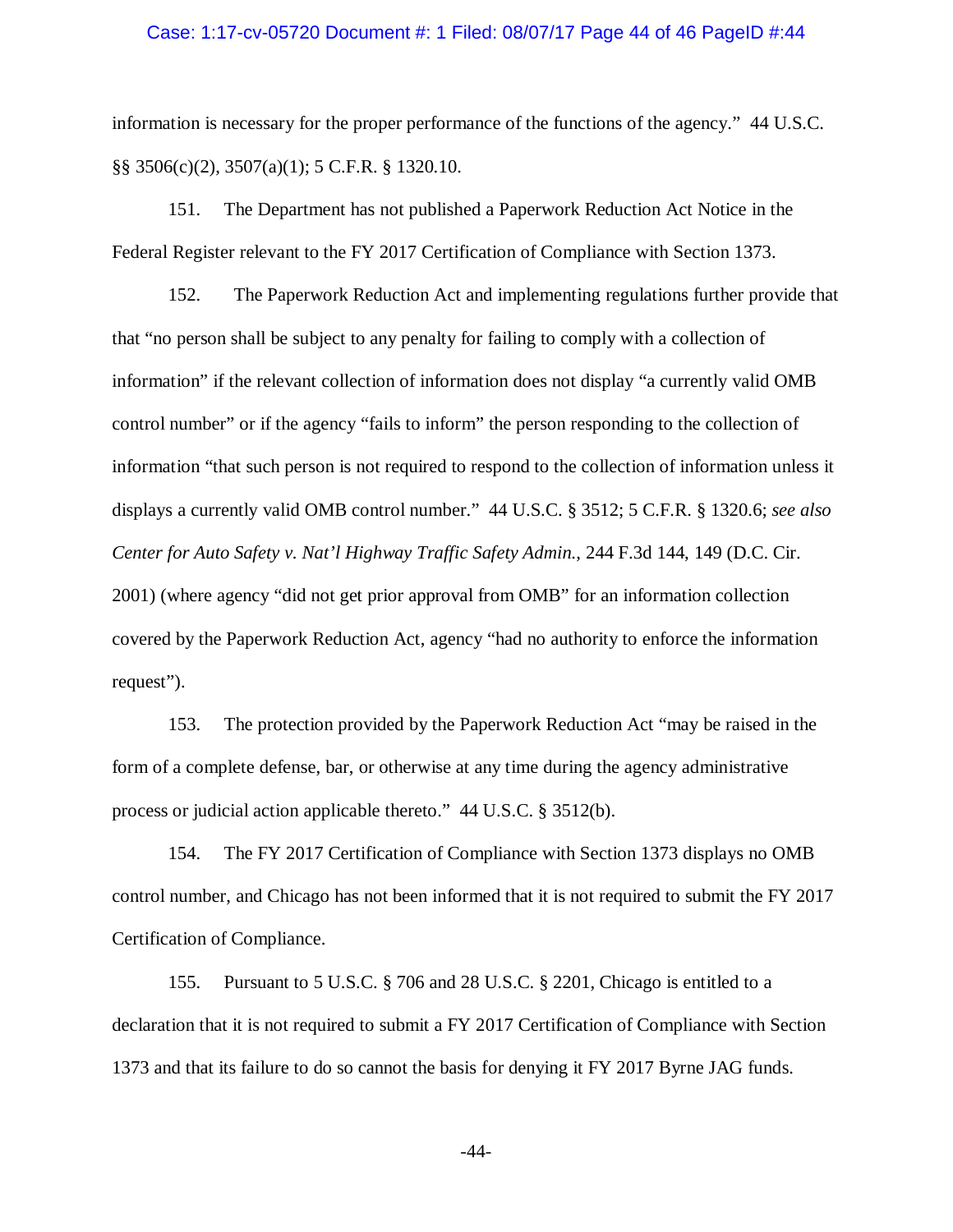information is necessary for the proper performance of the functions of the agency." 44 U.S.C. §§ 3506(c)(2), 3507(a)(1); 5 C.F.R. § 1320.10.

151. The Department has not published a Paperwork Reduction Act Notice in the Federal Register relevant to the FY 2017 Certification of Compliance with Section 1373.

152. The Paperwork Reduction Act and implementing regulations further provide that that "no person shall be subject to any penalty for failing to comply with a collection of information" if the relevant collection of information does not display "a currently valid OMB control number" or if the agency "fails to inform" the person responding to the collection of information "that such person is not required to respond to the collection of information unless it displays a currently valid OMB control number." 44 U.S.C. § 3512; 5 C.F.R. § 1320.6; *see also Center for Auto Safety v. Nat'l Highway Traffic Safety Admin.*, 244 F.3d 144, 149 (D.C. Cir. 2001) (where agency "did not get prior approval from OMB" for an information collection covered by the Paperwork Reduction Act, agency "had no authority to enforce the information request").

153. The protection provided by the Paperwork Reduction Act "may be raised in the form of a complete defense, bar, or otherwise at any time during the agency administrative process or judicial action applicable thereto." 44 U.S.C. § 3512(b).

154. The FY 2017 Certification of Compliance with Section 1373 displays no OMB control number, and Chicago has not been informed that it is not required to submit the FY 2017 Certification of Compliance.

155. Pursuant to 5 U.S.C. § 706 and 28 U.S.C. § 2201, Chicago is entitled to a declaration that it is not required to submit a FY 2017 Certification of Compliance with Section 1373 and that its failure to do so cannot the basis for denying it FY 2017 Byrne JAG funds.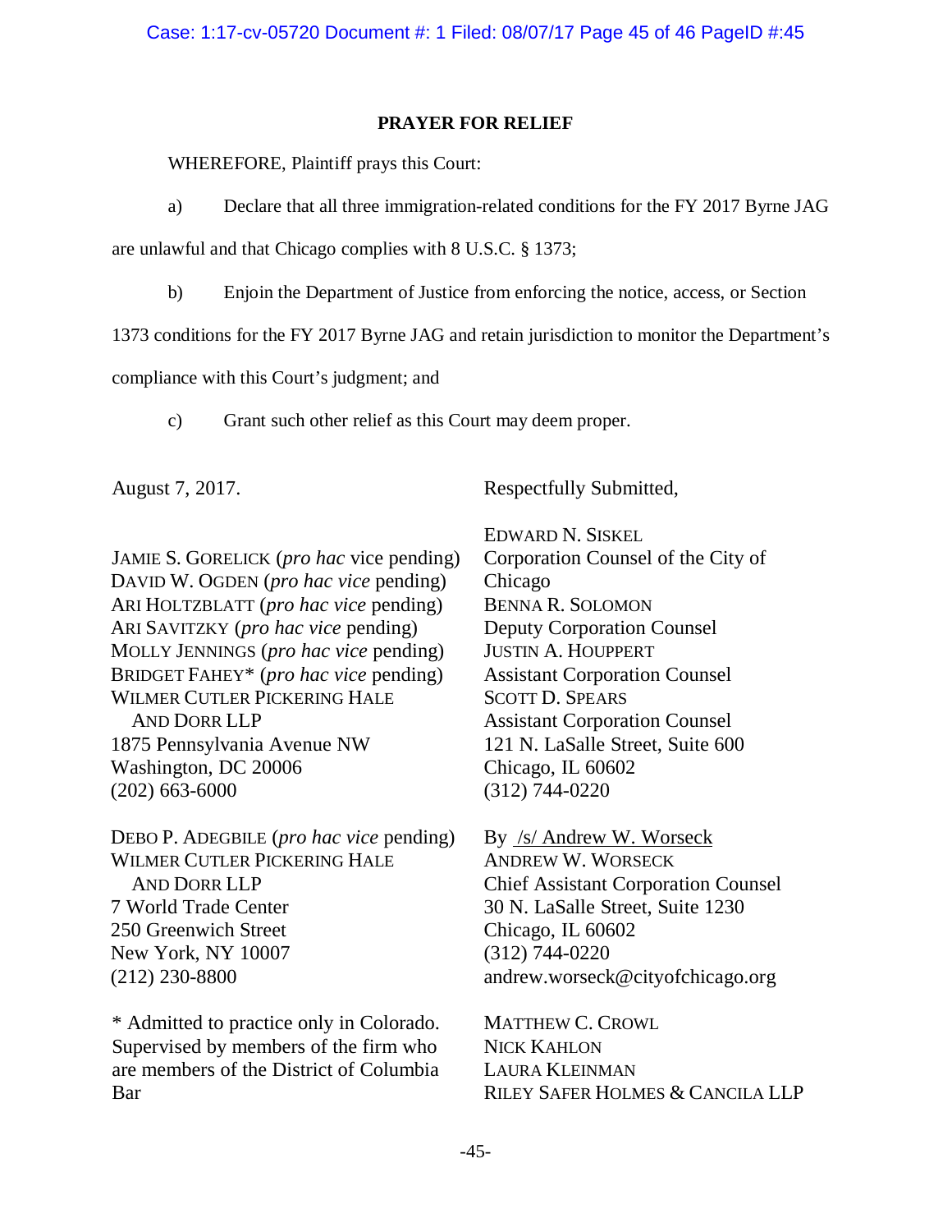## PRAYER FOR RELIEF

WHEREFORE, Plaintiff prays this Court:

a) Declare that all three immigration-related conditions for the FY 2017 Byrne JAG are unlawful and that Chicago complies with 8 U.S.C. § 1373;

b) Enjoin the Department of Justice from enforcing the notice, access, or Section 1373 conditions for the FY 2017 Byrne JAG and retain jurisdiction to monitor the Department's compliance with this Court's judgment; and

c) Grant such other relief as this Court may deem proper.

August 7, 2017.

Respectfully Submitted,

EDWARD N. SISKEL
Corporation Counsel of the City of Chicago
BENNA R. SOLOMON
Deputy Corporation Counsel
JUSTIN A. HOUPPERT
Assistant Corporation Counsel
SCOTT D. SPEARS
Assistant Corporation Counsel
121 N. LaSalle Street, Suite 600
Chicago, IL 60602
(312) 744-0220

By /s/ Andrew W. Worseck
ANDREW W. WORSECK
Chief Assistant Corporation Counsel
30 N. LaSalle Street, Suite 1230
Chicago, IL 60602
(312) 744-0220
andrew.worseck@cityofchicago.org

MATTHEW C. CROWL
NICK KAHLON
LAURA KLEINMAN
RILEY SAFER HOLMES & CANCILA LLP

JAMIE S. GORELICK (*pro hac* vice pending)
DAVID W. OGDEN (*pro hac vice* pending)
ARI HOLTZBLATT (*pro hac vice* pending)
ARI SAVITZKY (*pro hac vice* pending)
MOLLY JENNINGS (*pro hac vice* pending)
BRIDGET FAHEY* (*pro hac vice* pending)
WILMER CUTLER PICKERING HALE AND DORR LLP
1875 Pennsylvania Avenue NW
Washington, DC 20006
(202) 663-6000

DEBO P. ADEGBILE (*pro hac vice* pending)
WILMER CUTLER PICKERING HALE AND DORR LLP
7 World Trade Center
250 Greenwich Street
New York, NY 10007
(212) 230-8800

\* Admitted to practice only in Colorado. Supervised by members of the firm who are members of the District of Columbia Bar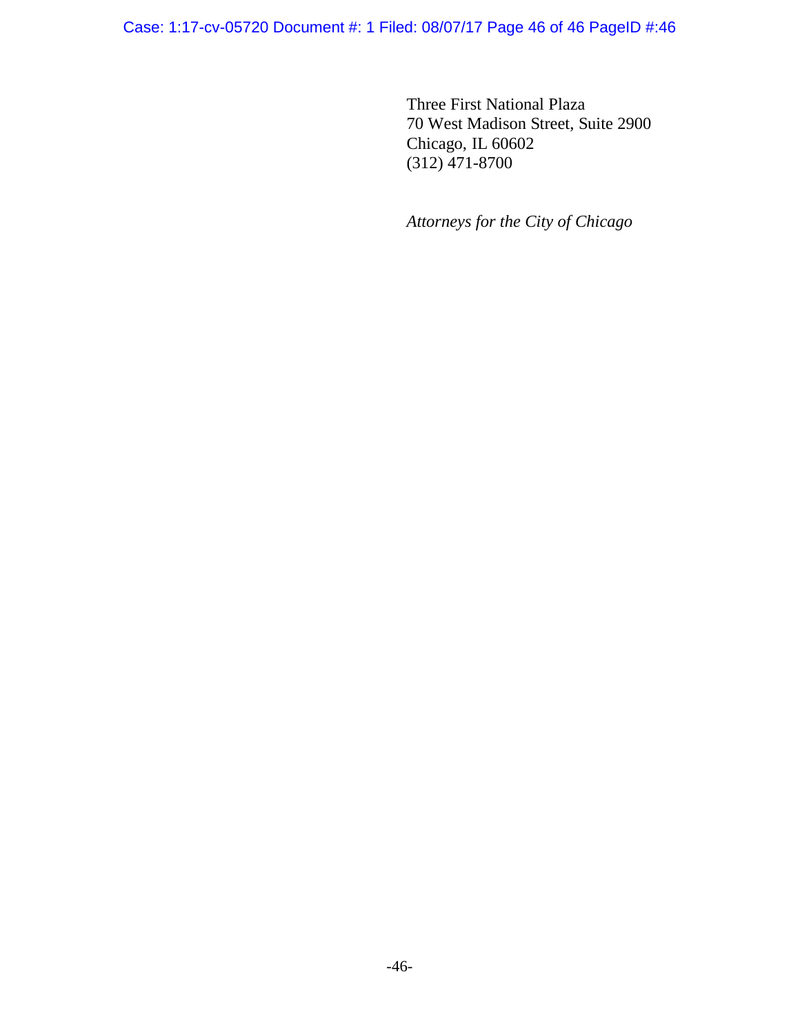Three First National Plaza
70 West Madison Street, Suite 2900
Chicago, IL 60602
(312) 471-8700

*Attorneys for the City of Chicago*